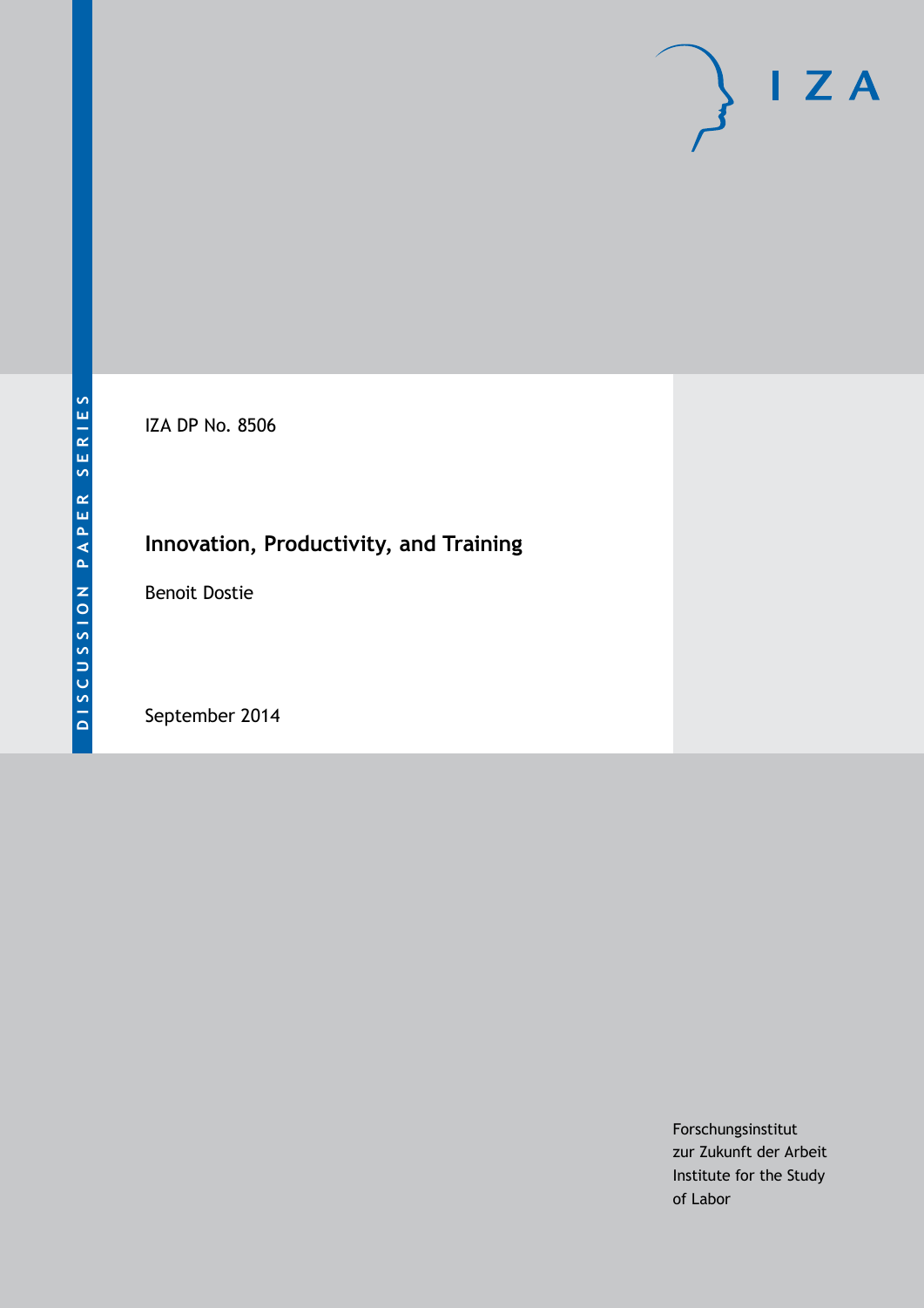DISCUSSION PAPER SERIES

IZA DP No. 8506

# Innovation, Productivity, and Training

Benoit Dostie

September 2014

Forschungsinstitut
zur Zukunft der Arbeit
Institute for the Study
of Labor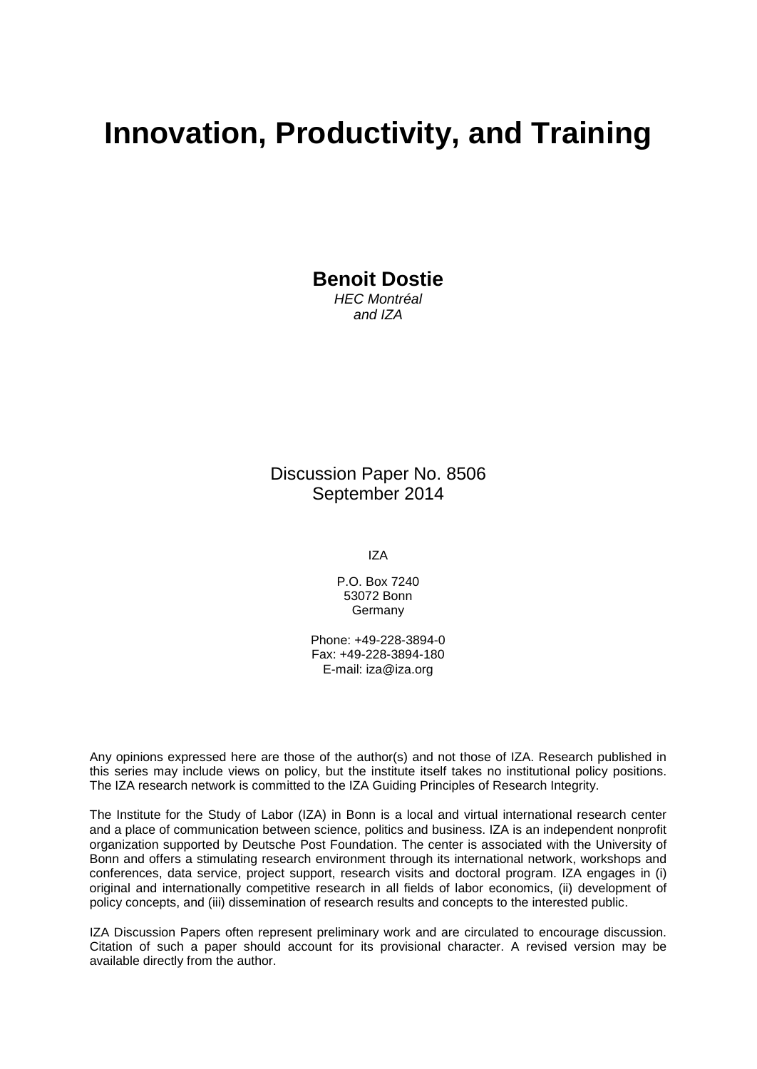# Innovation, Productivity, and Training

**Benoit Dostie**
*HEC Montréal*
*and IZA*

Discussion Paper No. 8506
September 2014

IZA

P.O. Box 7240
53072 Bonn
Germany

Phone: +49-228-3894-0
Fax: +49-228-3894-180
E-mail: iza@iza.org

Any opinions expressed here are those of the author(s) and not those of IZA. Research published in this series may include views on policy, but the institute itself takes no institutional policy positions. The IZA research network is committed to the IZA Guiding Principles of Research Integrity.

The Institute for the Study of Labor (IZA) in Bonn is a local and virtual international research center and a place of communication between science, politics and business. IZA is an independent nonprofit organization supported by Deutsche Post Foundation. The center is associated with the University of Bonn and offers a stimulating research environment through its international network, workshops and conferences, data service, project support, research visits and doctoral program. IZA engages in (i) original and internationally competitive research in all fields of labor economics, (ii) development of policy concepts, and (iii) dissemination of research results and concepts to the interested public.

IZA Discussion Papers often represent preliminary work and are circulated to encourage discussion. Citation of such a paper should account for its provisional character. A revised version may be available directly from the author.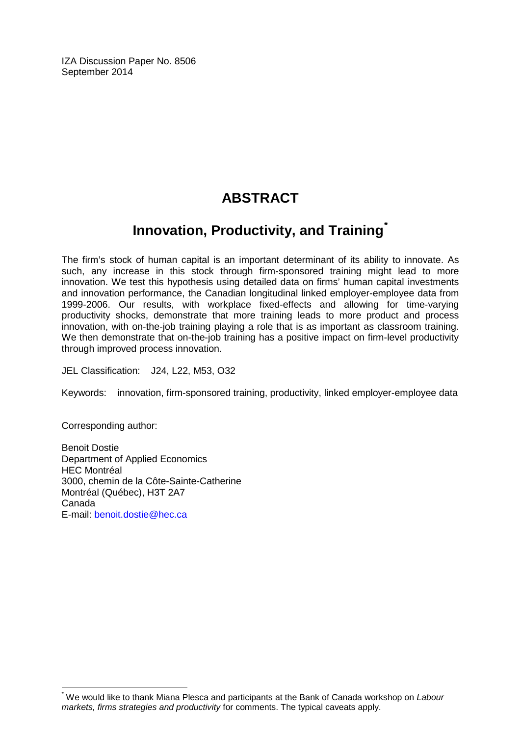IZA Discussion Paper No. 8506
September 2014

# ABSTRACT

## Innovation, Productivity, and Training[*]

The firm's stock of human capital is an important determinant of its ability to innovate. As such, any increase in this stock through firm-sponsored training might lead to more innovation. We test this hypothesis using detailed data on firms' human capital investments and innovation performance, the Canadian longitudinal linked employer-employee data from 1999-2006. Our results, with workplace fixed-effects and allowing for time-varying productivity shocks, demonstrate that more training leads to more product and process innovation, with on-the-job training playing a role that is as important as classroom training. We then demonstrate that on-the-job training has a positive impact on firm-level productivity through improved process innovation.

JEL Classification: J24, L22, M53, O32

Keywords: innovation, firm-sponsored training, productivity, linked employer-employee data

Corresponding author:

Benoit Dostie
Department of Applied Economics
HEC Montréal
3000, chemin de la Côte-Sainte-Catherine
Montréal (Québec), H3T 2A7
Canada
E-mail: benoit.dostie@hec.ca

[*] We would like to thank Miana Plesca and participants at the Bank of Canada workshop on *Labour markets, firms strategies and productivity* for comments. The typical caveats apply.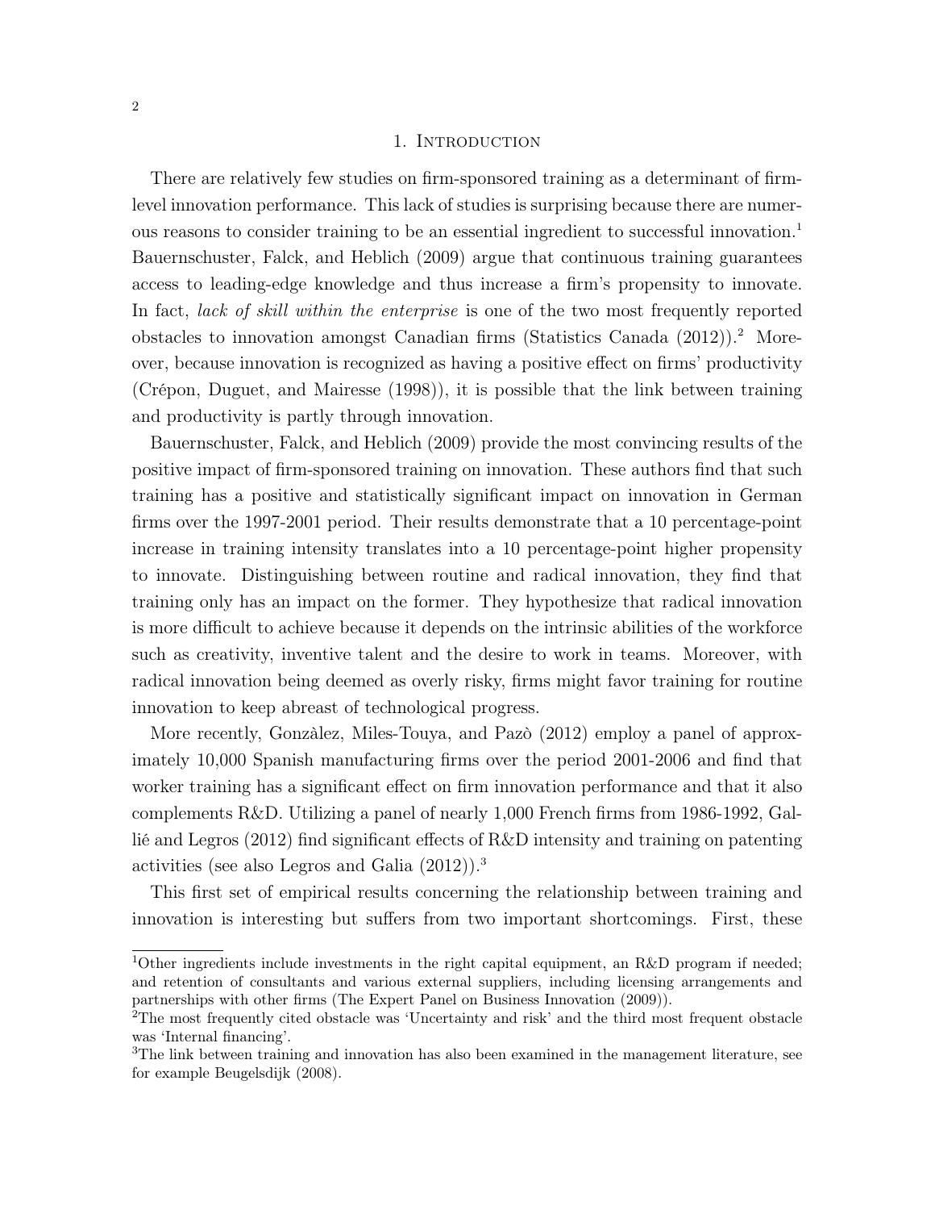# 1. Introduction

There are relatively few studies on firm-sponsored training as a determinant of firm-level innovation performance. This lack of studies is surprising because there are numerous reasons to consider training to be an essential ingredient to successful innovation.[1] Bauernschuster, Falck, and Heblich (2009) argue that continuous training guarantees access to leading-edge knowledge and thus increase a firm's propensity to innovate. In fact, *lack of skill within the enterprise* is one of the two most frequently reported obstacles to innovation amongst Canadian firms (Statistics Canada (2012)).[2] Moreover, because innovation is recognized as having a positive effect on firms' productivity (Crépon, Duguet, and Mairesse (1998)), it is possible that the link between training and productivity is partly through innovation.

Bauernschuster, Falck, and Heblich (2009) provide the most convincing results of the positive impact of firm-sponsored training on innovation. These authors find that such training has a positive and statistically significant impact on innovation in German firms over the 1997-2001 period. Their results demonstrate that a 10 percentage-point increase in training intensity translates into a 10 percentage-point higher propensity to innovate. Distinguishing between routine and radical innovation, they find that training only has an impact on the former. They hypothesize that radical innovation is more difficult to achieve because it depends on the intrinsic abilities of the workforce such as creativity, inventive talent and the desire to work in teams. Moreover, with radical innovation being deemed as overly risky, firms might favor training for routine innovation to keep abreast of technological progress.

More recently, Gonzàlez, Miles-Touya, and Pazò (2012) employ a panel of approximately 10,000 Spanish manufacturing firms over the period 2001-2006 and find that worker training has a significant effect on firm innovation performance and that it also complements R&D. Utilizing a panel of nearly 1,000 French firms from 1986-1992, Gallié and Legros (2012) find significant effects of R&D intensity and training on patenting activities (see also Legros and Galia (2012)).[3]

This first set of empirical results concerning the relationship between training and innovation is interesting but suffers from two important shortcomings. First, these

[1] Other ingredients include investments in the right capital equipment, an R&D program if needed; and retention of consultants and various external suppliers, including licensing arrangements and partnerships with other firms (The Expert Panel on Business Innovation (2009)).

[2] The most frequently cited obstacle was 'Uncertainty and risk' and the third most frequent obstacle was 'Internal financing'.

[3] The link between training and innovation has also been examined in the management literature, see for example Beugelsdijk (2008).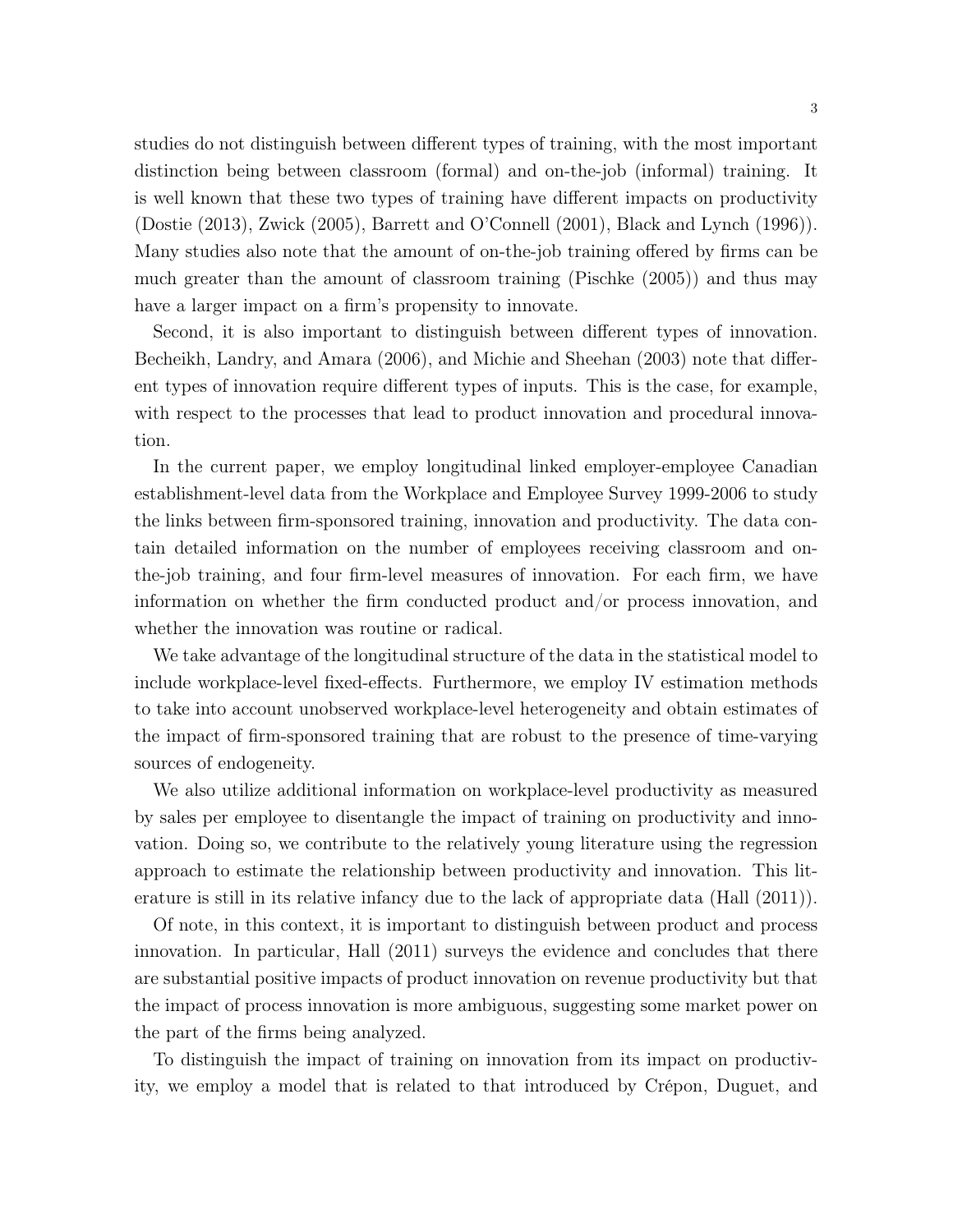studies do not distinguish between different types of training, with the most important distinction being between classroom (formal) and on-the-job (informal) training. It is well known that these two types of training have different impacts on productivity (Dostie (2013), Zwick (2005), Barrett and O'Connell (2001), Black and Lynch (1996)). Many studies also note that the amount of on-the-job training offered by firms can be much greater than the amount of classroom training (Pischke (2005)) and thus may have a larger impact on a firm's propensity to innovate.

Second, it is also important to distinguish between different types of innovation. Becheikh, Landry, and Amara (2006), and Michie and Sheehan (2003) note that different types of innovation require different types of inputs. This is the case, for example, with respect to the processes that lead to product innovation and procedural innovation.

In the current paper, we employ longitudinal linked employer-employee Canadian establishment-level data from the Workplace and Employee Survey 1999-2006 to study the links between firm-sponsored training, innovation and productivity. The data contain detailed information on the number of employees receiving classroom and on-the-job training, and four firm-level measures of innovation. For each firm, we have information on whether the firm conducted product and/or process innovation, and whether the innovation was routine or radical.

We take advantage of the longitudinal structure of the data in the statistical model to include workplace-level fixed-effects. Furthermore, we employ IV estimation methods to take into account unobserved workplace-level heterogeneity and obtain estimates of the impact of firm-sponsored training that are robust to the presence of time-varying sources of endogeneity.

We also utilize additional information on workplace-level productivity as measured by sales per employee to disentangle the impact of training on productivity and innovation. Doing so, we contribute to the relatively young literature using the regression approach to estimate the relationship between productivity and innovation. This literature is still in its relative infancy due to the lack of appropriate data (Hall (2011)).

Of note, in this context, it is important to distinguish between product and process innovation. In particular, Hall (2011) surveys the evidence and concludes that there are substantial positive impacts of product innovation on revenue productivity but that the impact of process innovation is more ambiguous, suggesting some market power on the part of the firms being analyzed.

To distinguish the impact of training on innovation from its impact on productivity, we employ a model that is related to that introduced by Crépon, Duguet, and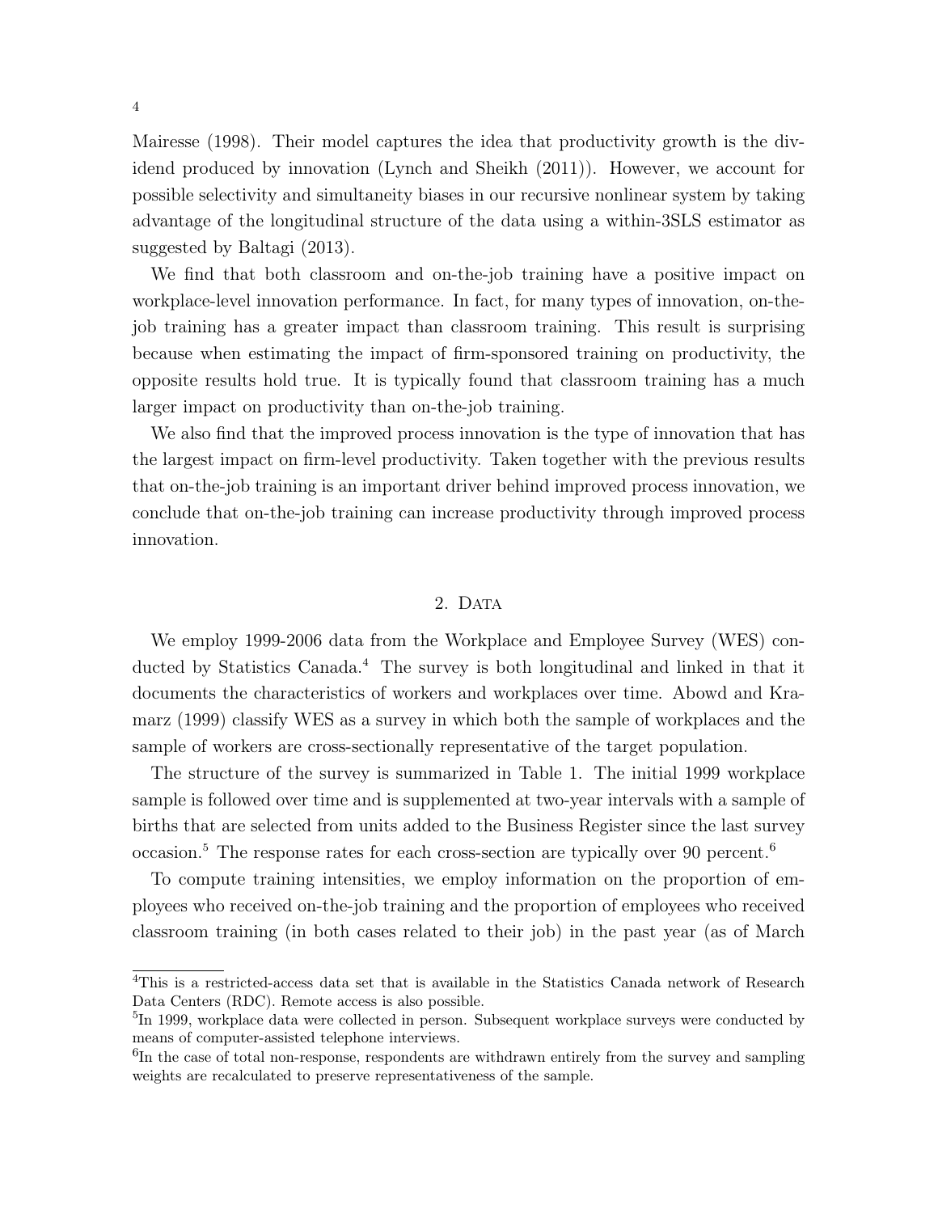Mairesse (1998). Their model captures the idea that productivity growth is the dividend produced by innovation (Lynch and Sheikh (2011)). However, we account for possible selectivity and simultaneity biases in our recursive nonlinear system by taking advantage of the longitudinal structure of the data using a within-3SLS estimator as suggested by Baltagi (2013).

We find that both classroom and on-the-job training have a positive impact on workplace-level innovation performance. In fact, for many types of innovation, on-the-job training has a greater impact than classroom training. This result is surprising because when estimating the impact of firm-sponsored training on productivity, the opposite results hold true. It is typically found that classroom training has a much larger impact on productivity than on-the-job training.

We also find that the improved process innovation is the type of innovation that has the largest impact on firm-level productivity. Taken together with the previous results that on-the-job training is an important driver behind improved process innovation, we conclude that on-the-job training can increase productivity through improved process innovation.

## 2. Data

We employ 1999-2006 data from the Workplace and Employee Survey (WES) conducted by Statistics Canada.[4] The survey is both longitudinal and linked in that it documents the characteristics of workers and workplaces over time. Abowd and Kramarz (1999) classify WES as a survey in which both the sample of workplaces and the sample of workers are cross-sectionally representative of the target population.

The structure of the survey is summarized in Table 1. The initial 1999 workplace sample is followed over time and is supplemented at two-year intervals with a sample of births that are selected from units added to the Business Register since the last survey occasion.[5] The response rates for each cross-section are typically over 90 percent.[6]

To compute training intensities, we employ information on the proportion of employees who received on-the-job training and the proportion of employees who received classroom training (in both cases related to their job) in the past year (as of March

---

[4] This is a restricted-access data set that is available in the Statistics Canada network of Research Data Centers (RDC). Remote access is also possible.

[5] In 1999, workplace data were collected in person. Subsequent workplace surveys were conducted by means of computer-assisted telephone interviews.

[6] In the case of total non-response, respondents are withdrawn entirely from the survey and sampling weights are recalculated to preserve representativeness of the sample.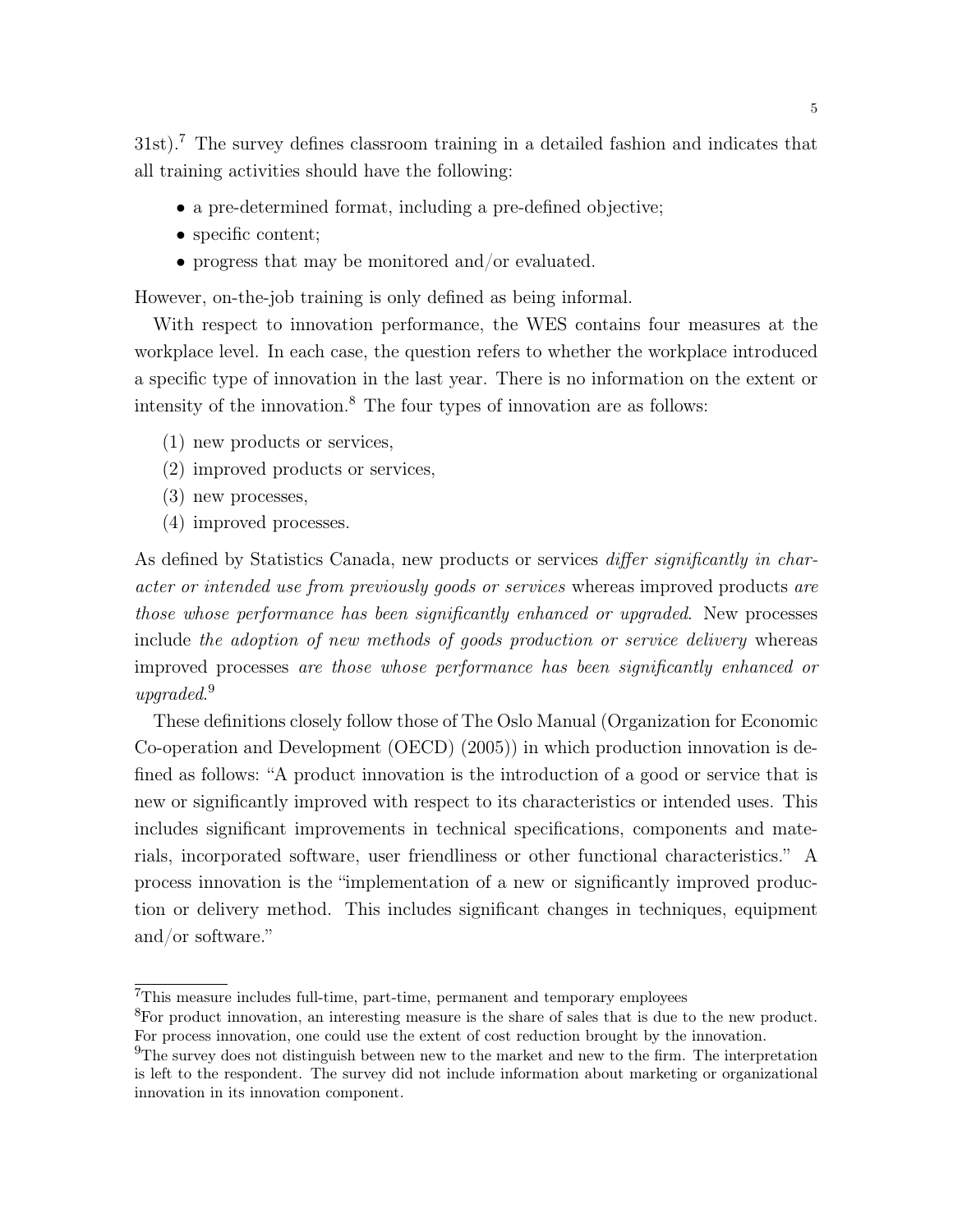31st).[7] The survey defines classroom training in a detailed fashion and indicates that all training activities should have the following:

- a pre-determined format, including a pre-defined objective;
- specific content;
- progress that may be monitored and/or evaluated.

However, on-the-job training is only defined as being informal.

With respect to innovation performance, the WES contains four measures at the workplace level. In each case, the question refers to whether the workplace introduced a specific type of innovation in the last year. There is no information on the extent or intensity of the innovation.[8] The four types of innovation are as follows:

(1) new products or services,
(2) improved products or services,
(3) new processes,
(4) improved processes.

As defined by Statistics Canada, new products or services *differ significantly in character or intended use from previously goods or services* whereas improved products *are those whose performance has been significantly enhanced or upgraded*. New processes include *the adoption of new methods of goods production or service delivery* whereas improved processes *are those whose performance has been significantly enhanced or upgraded*.[9]

These definitions closely follow those of The Oslo Manual (Organization for Economic Co-operation and Development (OECD) (2005)) in which production innovation is defined as follows: "A product innovation is the introduction of a good or service that is new or significantly improved with respect to its characteristics or intended uses. This includes significant improvements in technical specifications, components and materials, incorporated software, user friendliness or other functional characteristics." A process innovation is the "implementation of a new or significantly improved production or delivery method. This includes significant changes in techniques, equipment and/or software."

[7] This measure includes full-time, part-time, permanent and temporary employees

[8] For product innovation, an interesting measure is the share of sales that is due to the new product. For process innovation, one could use the extent of cost reduction brought by the innovation.

[9] The survey does not distinguish between new to the market and new to the firm. The interpretation is left to the respondent. The survey did not include information about marketing or organizational innovation in its innovation component.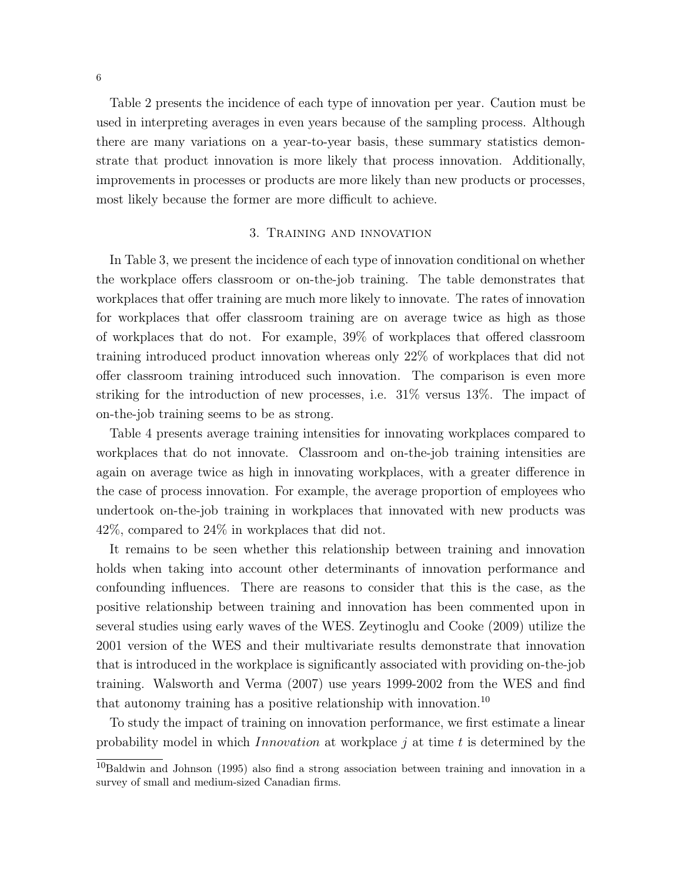Table 2 presents the incidence of each type of innovation per year. Caution must be used in interpreting averages in even years because of the sampling process. Although there are many variations on a year-to-year basis, these summary statistics demonstrate that product innovation is more likely that process innovation. Additionally, improvements in processes or products are more likely than new products or processes, most likely because the former are more difficult to achieve.

## 3. Training and innovation

In Table 3, we present the incidence of each type of innovation conditional on whether the workplace offers classroom or on-the-job training. The table demonstrates that workplaces that offer training are much more likely to innovate. The rates of innovation for workplaces that offer classroom training are on average twice as high as those of workplaces that do not. For example, 39% of workplaces that offered classroom training introduced product innovation whereas only 22% of workplaces that did not offer classroom training introduced such innovation. The comparison is even more striking for the introduction of new processes, i.e. 31% versus 13%. The impact of on-the-job training seems to be as strong.

Table 4 presents average training intensities for innovating workplaces compared to workplaces that do not innovate. Classroom and on-the-job training intensities are again on average twice as high in innovating workplaces, with a greater difference in the case of process innovation. For example, the average proportion of employees who undertook on-the-job training in workplaces that innovated with new products was 42%, compared to 24% in workplaces that did not.

It remains to be seen whether this relationship between training and innovation holds when taking into account other determinants of innovation performance and confounding influences. There are reasons to consider that this is the case, as the positive relationship between training and innovation has been commented upon in several studies using early waves of the WES. Zeytinoglu and Cooke (2009) utilize the 2001 version of the WES and their multivariate results demonstrate that innovation that is introduced in the workplace is significantly associated with providing on-the-job training. Walsworth and Verma (2007) use years 1999-2002 from the WES and find that autonomy training has a positive relationship with innovation.[10]

To study the impact of training on innovation performance, we first estimate a linear probability model in which $Innovation$ at workplace $j$ at time $t$ is determined by the

[10] Baldwin and Johnson (1995) also find a strong association between training and innovation in a survey of small and medium-sized Canadian firms.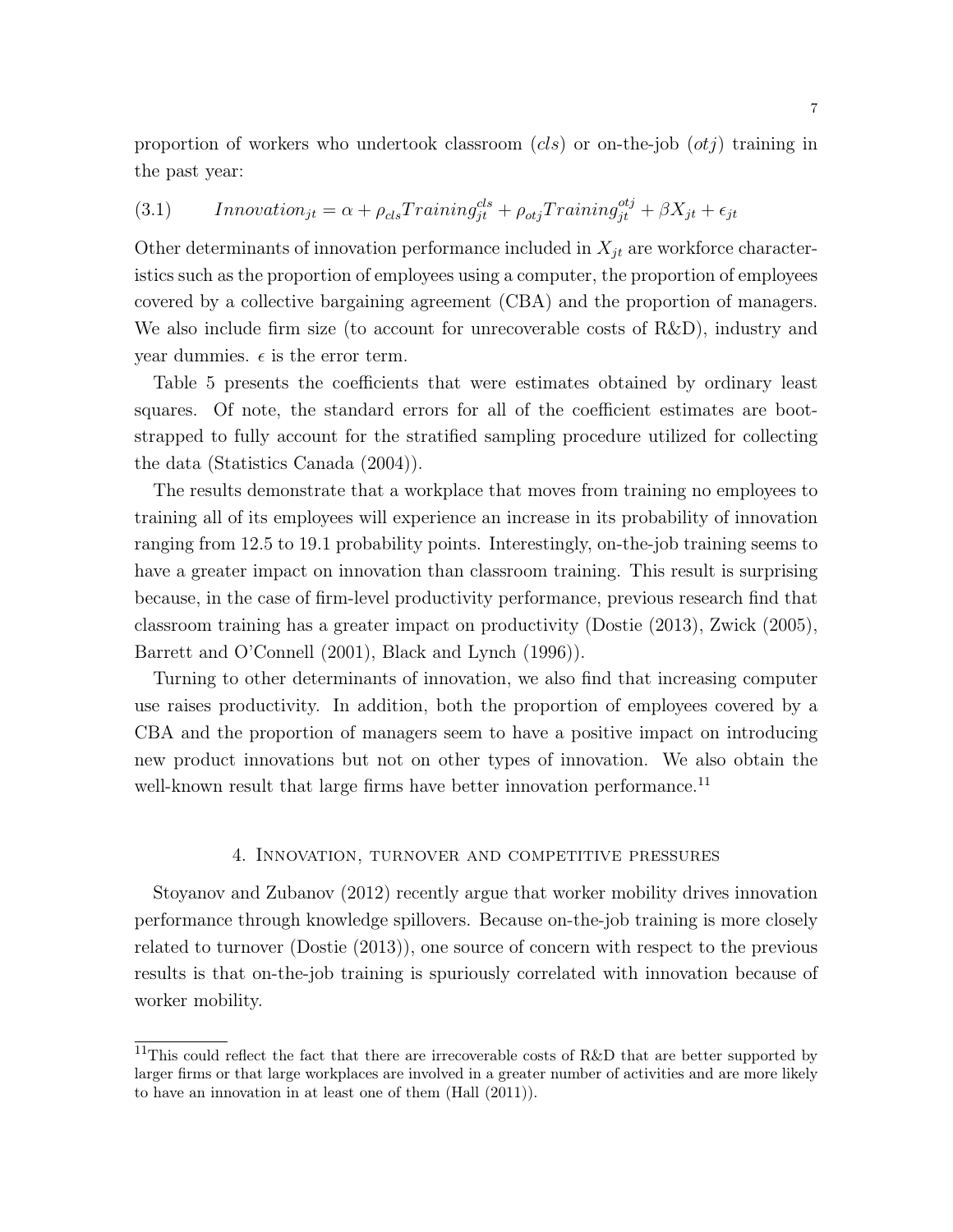proportion of workers who undertook classroom ($cls$) or on-the-job ($otj$) training in the past year:

$$(3.1) \qquad Innovation_{jt} = \alpha + \rho_{cls} Training_{jt}^{cls} + \rho_{otj} Training_{jt}^{otj} + \beta X_{jt} + \epsilon_{jt}$$

Other determinants of innovation performance included in $X_{jt}$ are workforce characteristics such as the proportion of employees using a computer, the proportion of employees covered by a collective bargaining agreement (CBA) and the proportion of managers. We also include firm size (to account for unrecoverable costs of R&D), industry and year dummies. $\epsilon$ is the error term.

Table 5 presents the coefficients that were estimates obtained by ordinary least squares. Of note, the standard errors for all of the coefficient estimates are bootstrapped to fully account for the stratified sampling procedure utilized for collecting the data (Statistics Canada (2004)).

The results demonstrate that a workplace that moves from training no employees to training all of its employees will experience an increase in its probability of innovation ranging from 12.5 to 19.1 probability points. Interestingly, on-the-job training seems to have a greater impact on innovation than classroom training. This result is surprising because, in the case of firm-level productivity performance, previous research find that classroom training has a greater impact on productivity (Dostie (2013), Zwick (2005), Barrett and O'Connell (2001), Black and Lynch (1996)).

Turning to other determinants of innovation, we also find that increasing computer use raises productivity. In addition, both the proportion of employees covered by a CBA and the proportion of managers seem to have a positive impact on introducing new product innovations but not on other types of innovation. We also obtain the well-known result that large firms have better innovation performance.[11]

## 4. Innovation, turnover and competitive pressures

Stoyanov and Zubanov (2012) recently argue that worker mobility drives innovation performance through knowledge spillovers. Because on-the-job training is more closely related to turnover (Dostie (2013)), one source of concern with respect to the previous results is that on-the-job training is spuriously correlated with innovation because of worker mobility.

[11] This could reflect the fact that there are irrecoverable costs of R&D that are better supported by larger firms or that large workplaces are involved in a greater number of activities and are more likely to have an innovation in at least one of them (Hall (2011)).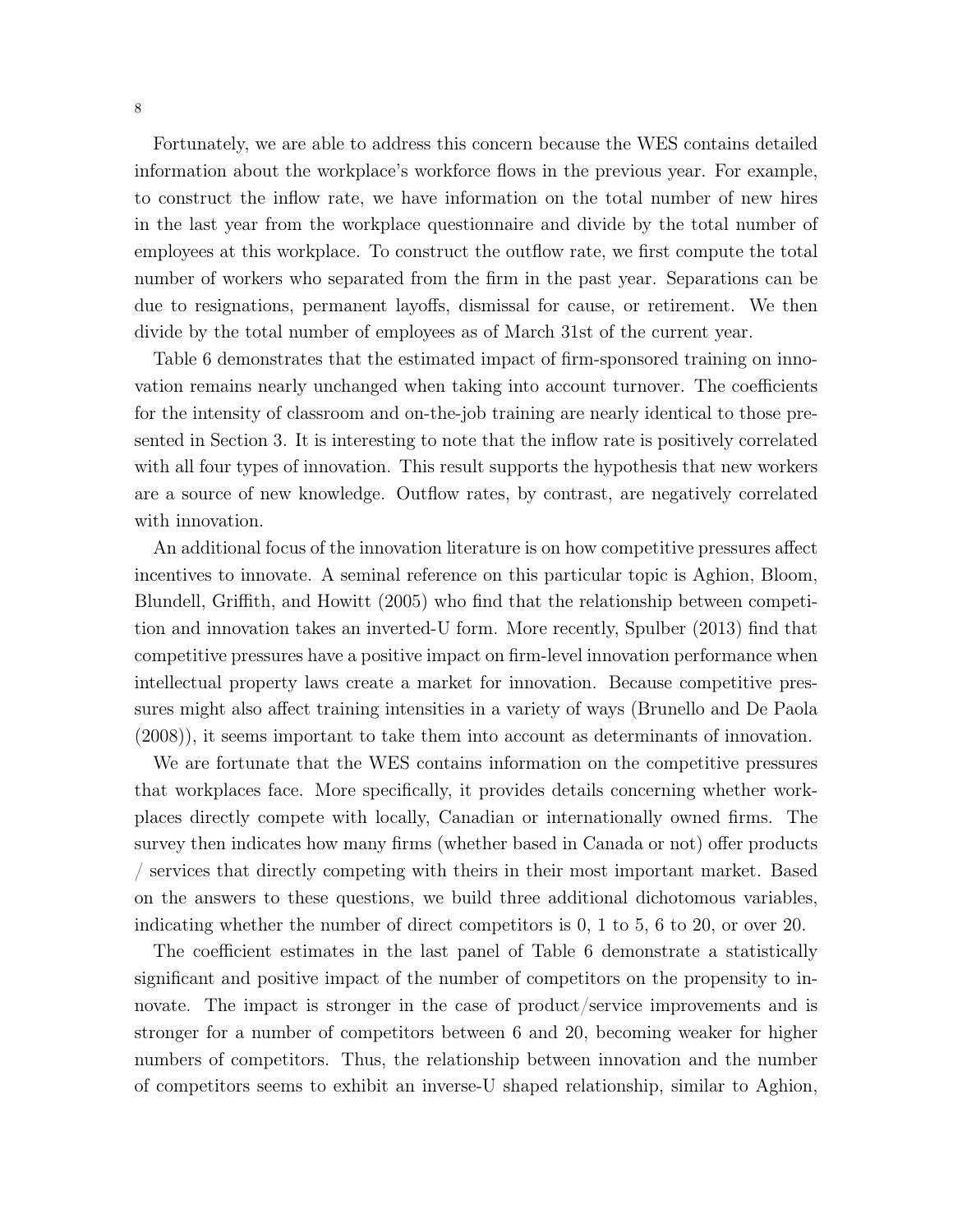Fortunately, we are able to address this concern because the WES contains detailed information about the workplace's workforce flows in the previous year. For example, to construct the inflow rate, we have information on the total number of new hires in the last year from the workplace questionnaire and divide by the total number of employees at this workplace. To construct the outflow rate, we first compute the total number of workers who separated from the firm in the past year. Separations can be due to resignations, permanent layoffs, dismissal for cause, or retirement. We then divide by the total number of employees as of March 31st of the current year.

Table 6 demonstrates that the estimated impact of firm-sponsored training on innovation remains nearly unchanged when taking into account turnover. The coefficients for the intensity of classroom and on-the-job training are nearly identical to those presented in Section 3. It is interesting to note that the inflow rate is positively correlated with all four types of innovation. This result supports the hypothesis that new workers are a source of new knowledge. Outflow rates, by contrast, are negatively correlated with innovation.

An additional focus of the innovation literature is on how competitive pressures affect incentives to innovate. A seminal reference on this particular topic is Aghion, Bloom, Blundell, Griffith, and Howitt (2005) who find that the relationship between competition and innovation takes an inverted-U form. More recently, Spulber (2013) find that competitive pressures have a positive impact on firm-level innovation performance when intellectual property laws create a market for innovation. Because competitive pressures might also affect training intensities in a variety of ways (Brunello and De Paola (2008)), it seems important to take them into account as determinants of innovation.

We are fortunate that the WES contains information on the competitive pressures that workplaces face. More specifically, it provides details concerning whether workplaces directly compete with locally, Canadian or internationally owned firms. The survey then indicates how many firms (whether based in Canada or not) offer products / services that directly competing with theirs in their most important market. Based on the answers to these questions, we build three additional dichotomous variables, indicating whether the number of direct competitors is 0, 1 to 5, 6 to 20, or over 20.

The coefficient estimates in the last panel of Table 6 demonstrate a statistically significant and positive impact of the number of competitors on the propensity to innovate. The impact is stronger in the case of product/service improvements and is stronger for a number of competitors between 6 and 20, becoming weaker for higher numbers of competitors. Thus, the relationship between innovation and the number of competitors seems to exhibit an inverse-U shaped relationship, similar to Aghion,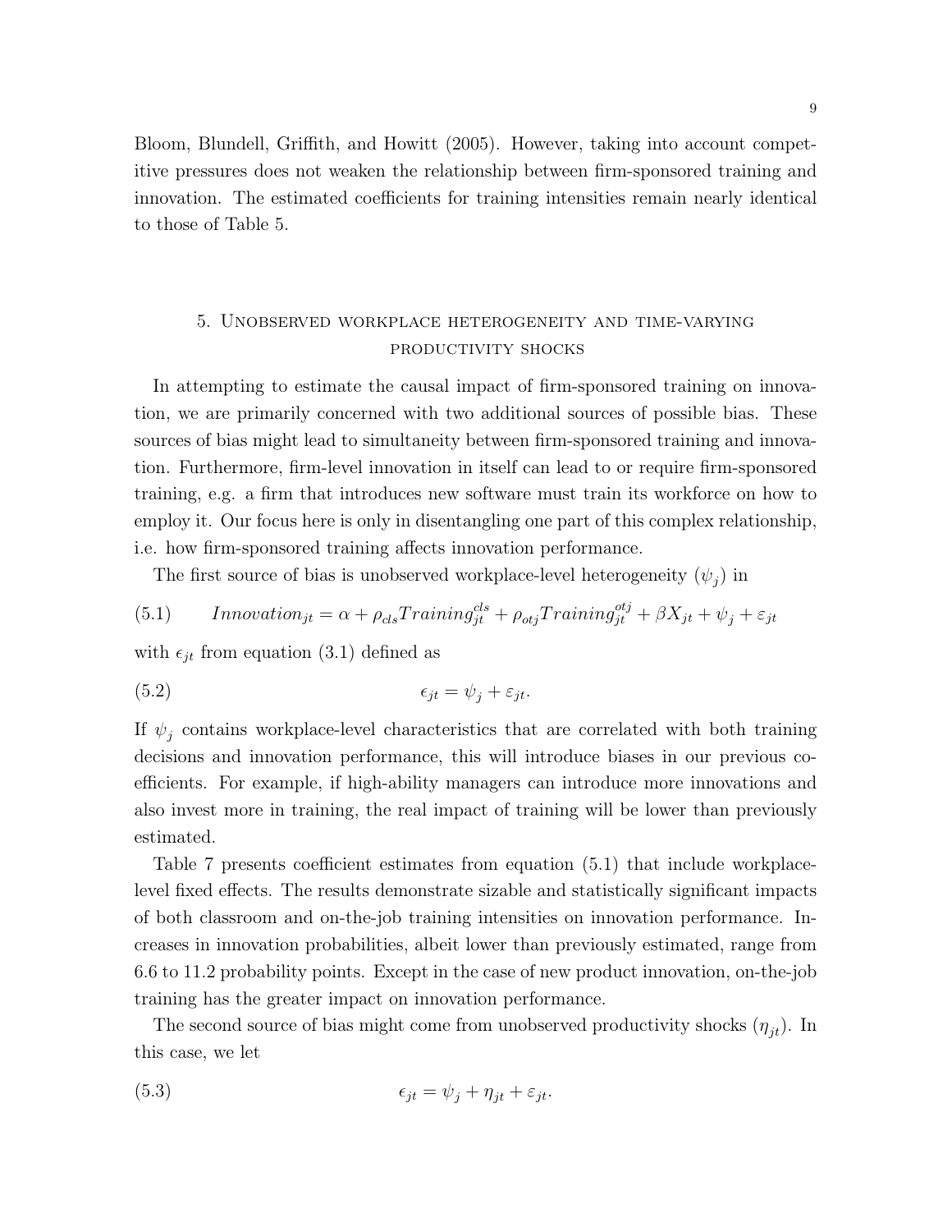Bloom, Blundell, Griffith, and Howitt (2005). However, taking into account competitive pressures does not weaken the relationship between firm-sponsored training and innovation. The estimated coefficients for training intensities remain nearly identical to those of Table 5.

## 5. Unobserved workplace heterogeneity and time-varying productivity shocks

In attempting to estimate the causal impact of firm-sponsored training on innovation, we are primarily concerned with two additional sources of possible bias. These sources of bias might lead to simultaneity between firm-sponsored training and innovation. Furthermore, firm-level innovation in itself can lead to or require firm-sponsored training, e.g. a firm that introduces new software must train its workforce on how to employ it. Our focus here is only in disentangling one part of this complex relationship, i.e. how firm-sponsored training affects innovation performance.

The first source of bias is unobserved workplace-level heterogeneity ($\psi_j$) in

$$Innovation_{jt} = \alpha + \rho_{cls} Training_{jt}^{cls} + \rho_{otj} Training_{jt}^{otj} + \beta X_{jt} + \psi_j + \varepsilon_{jt} \tag{5.1}$$

with $\epsilon_{jt}$ from equation (3.1) defined as

$$\epsilon_{jt} = \psi_j + \varepsilon_{jt}. \tag{5.2}$$

If $\psi_j$ contains workplace-level characteristics that are correlated with both training decisions and innovation performance, this will introduce biases in our previous coefficients. For example, if high-ability managers can introduce more innovations and also invest more in training, the real impact of training will be lower than previously estimated.

Table 7 presents coefficient estimates from equation (5.1) that include workplace-level fixed effects. The results demonstrate sizable and statistically significant impacts of both classroom and on-the-job training intensities on innovation performance. Increases in innovation probabilities, albeit lower than previously estimated, range from 6.6 to 11.2 probability points. Except in the case of new product innovation, on-the-job training has the greater impact on innovation performance.

The second source of bias might come from unobserved productivity shocks ($\eta_{jt}$). In this case, we let

$$\epsilon_{jt} = \psi_j + \eta_{jt} + \varepsilon_{jt}. \tag{5.3}$$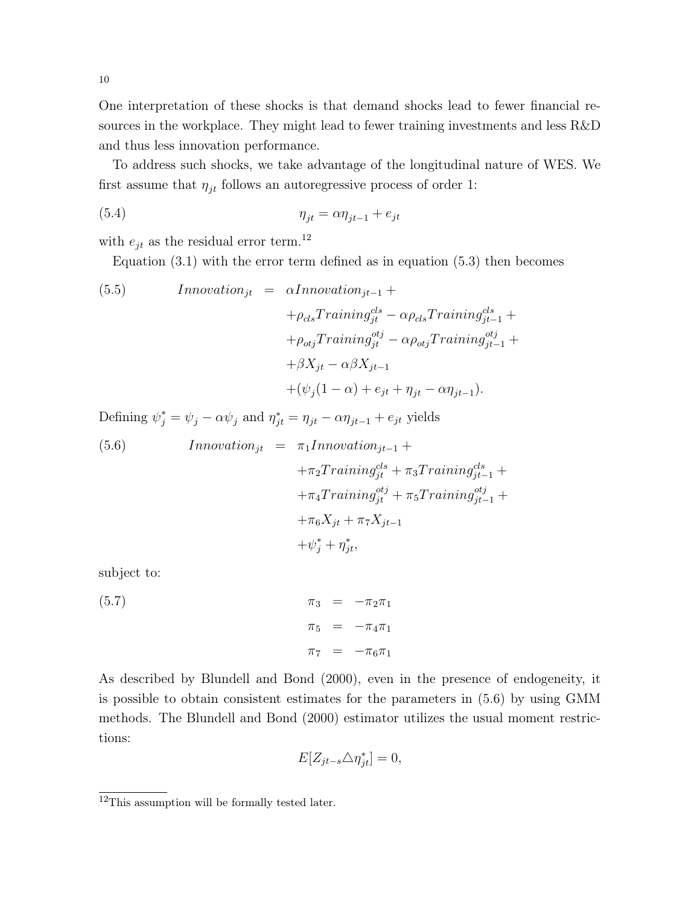One interpretation of these shocks is that demand shocks lead to fewer financial resources in the workplace. They might lead to fewer training investments and less R&D and thus less innovation performance.

To address such shocks, we take advantage of the longitudinal nature of WES. We first assume that $\eta_{jt}$ follows an autoregressive process of order 1:

$$\eta_{jt} = \alpha \eta_{jt-1} + e_{jt} \tag{5.4}$$

with $e_{jt}$ as the residual error term.[12]

Equation (3.1) with the error term defined as in equation (5.3) then becomes

$$\begin{aligned} Innovation_{jt} &= \alpha Innovation_{jt-1} + \\ &\quad + \rho_{cls} Training^{cls}_{jt} - \alpha \rho_{cls} Training^{cls}_{jt-1} + \\ &\quad + \rho_{otj} Training^{otj}_{jt} - \alpha \rho_{otj} Training^{otj}_{jt-1} + \\ &\quad + \beta X_{jt} - \alpha \beta X_{jt-1} \\ &\quad + (\psi_j (1-\alpha) + e_{jt} + \eta_{jt} - \alpha \eta_{jt-1}). \end{aligned} \tag{5.5}$$

Defining $\psi^*_j = \psi_j - \alpha \psi_j$ and $\eta^*_{jt} = \eta_{jt} - \alpha \eta_{jt-1} + e_{jt}$ yields

$$\begin{aligned} Innovation_{jt} &= \pi_1 Innovation_{jt-1} + \\ &\quad + \pi_2 Training^{cls}_{jt} + \pi_3 Training^{cls}_{jt-1} + \\ &\quad + \pi_4 Training^{otj}_{jt} + \pi_5 Training^{otj}_{jt-1} + \\ &\quad + \pi_6 X_{jt} + \pi_7 X_{jt-1} \\ &\quad + \psi^*_j + \eta^*_{jt}, \end{aligned} \tag{5.6}$$

subject to:

$$\begin{aligned} \pi_3 &= -\pi_2 \pi_1 \\ \pi_5 &= -\pi_4 \pi_1 \\ \pi_7 &= -\pi_6 \pi_1 \end{aligned} \tag{5.7}$$

As described by Blundell and Bond (2000), even in the presence of endogeneity, it is possible to obtain consistent estimates for the parameters in (5.6) by using GMM methods. The Blundell and Bond (2000) estimator utilizes the usual moment restrictions:

$$E[Z_{jt-s} \triangle \eta^*_{jt}] = 0,$$

[12] This assumption will be formally tested later.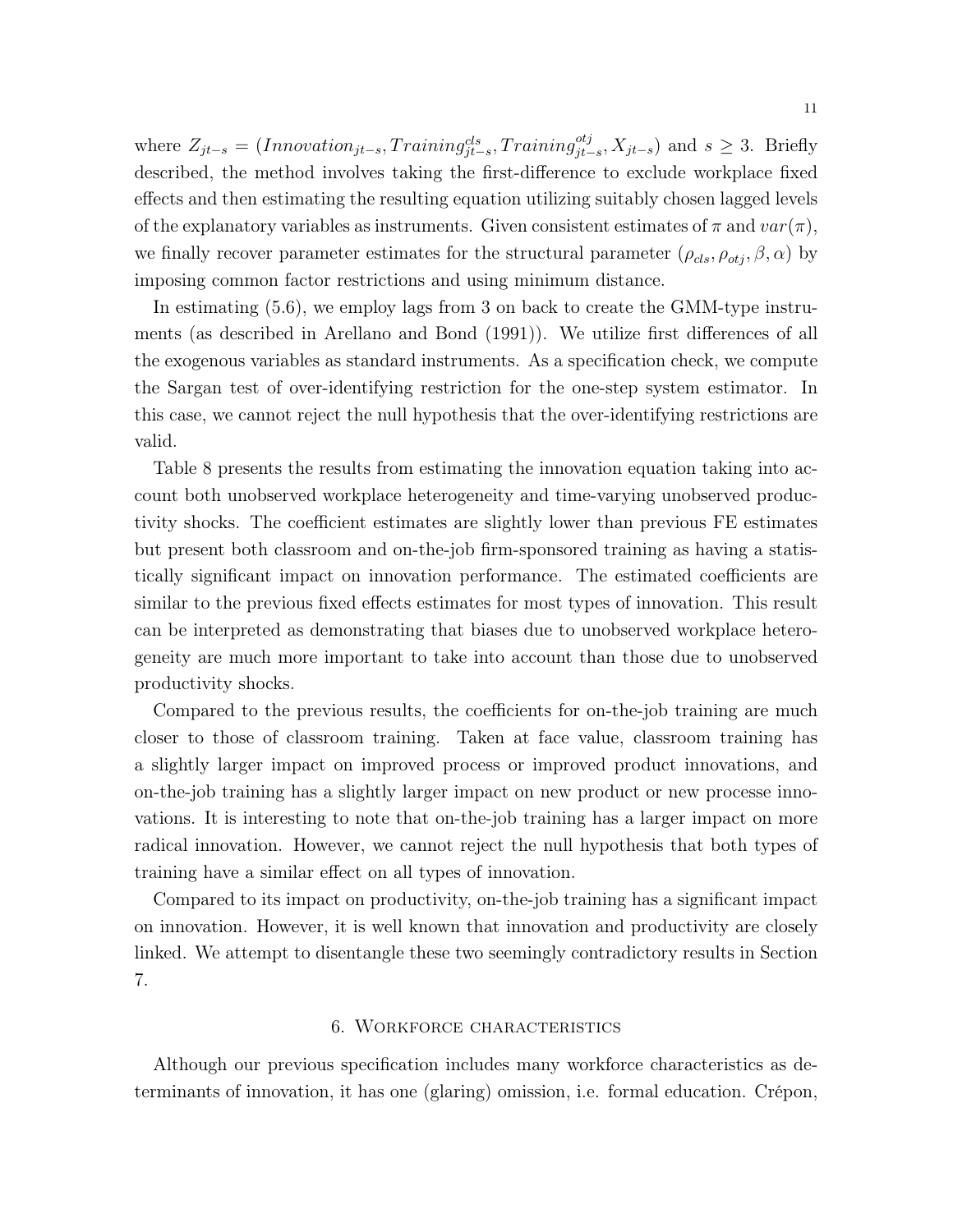where $Z_{jt-s} = (Innovation_{jt-s}, Training^{cls}_{jt-s}, Training^{otj}_{jt-s}, X_{jt-s})$ and $s \geq 3$. Briefly described, the method involves taking the first-difference to exclude workplace fixed effects and then estimating the resulting equation utilizing suitably chosen lagged levels of the explanatory variables as instruments. Given consistent estimates of $\pi$ and $var(\pi)$, we finally recover parameter estimates for the structural parameter $(\rho_{cls}, \rho_{otj}, \beta, \alpha)$ by imposing common factor restrictions and using minimum distance.

In estimating (5.6), we employ lags from 3 on back to create the GMM-type instruments (as described in Arellano and Bond (1991)). We utilize first differences of all the exogenous variables as standard instruments. As a specification check, we compute the Sargan test of over-identifying restriction for the one-step system estimator. In this case, we cannot reject the null hypothesis that the over-identifying restrictions are valid.

Table 8 presents the results from estimating the innovation equation taking into account both unobserved workplace heterogeneity and time-varying unobserved productivity shocks. The coefficient estimates are slightly lower than previous FE estimates but present both classroom and on-the-job firm-sponsored training as having a statistically significant impact on innovation performance. The estimated coefficients are similar to the previous fixed effects estimates for most types of innovation. This result can be interpreted as demonstrating that biases due to unobserved workplace heterogeneity are much more important to take into account than those due to unobserved productivity shocks.

Compared to the previous results, the coefficients for on-the-job training are much closer to those of classroom training. Taken at face value, classroom training has a slightly larger impact on improved process or improved product innovations, and on-the-job training has a slightly larger impact on new product or new processe innovations. It is interesting to note that on-the-job training has a larger impact on more radical innovation. However, we cannot reject the null hypothesis that both types of training have a similar effect on all types of innovation.

Compared to its impact on productivity, on-the-job training has a significant impact on innovation. However, it is well known that innovation and productivity are closely linked. We attempt to disentangle these two seemingly contradictory results in Section 7.

## 6. Workforce characteristics

Although our previous specification includes many workforce characteristics as determinants of innovation, it has one (glaring) omission, i.e. formal education. Crépon,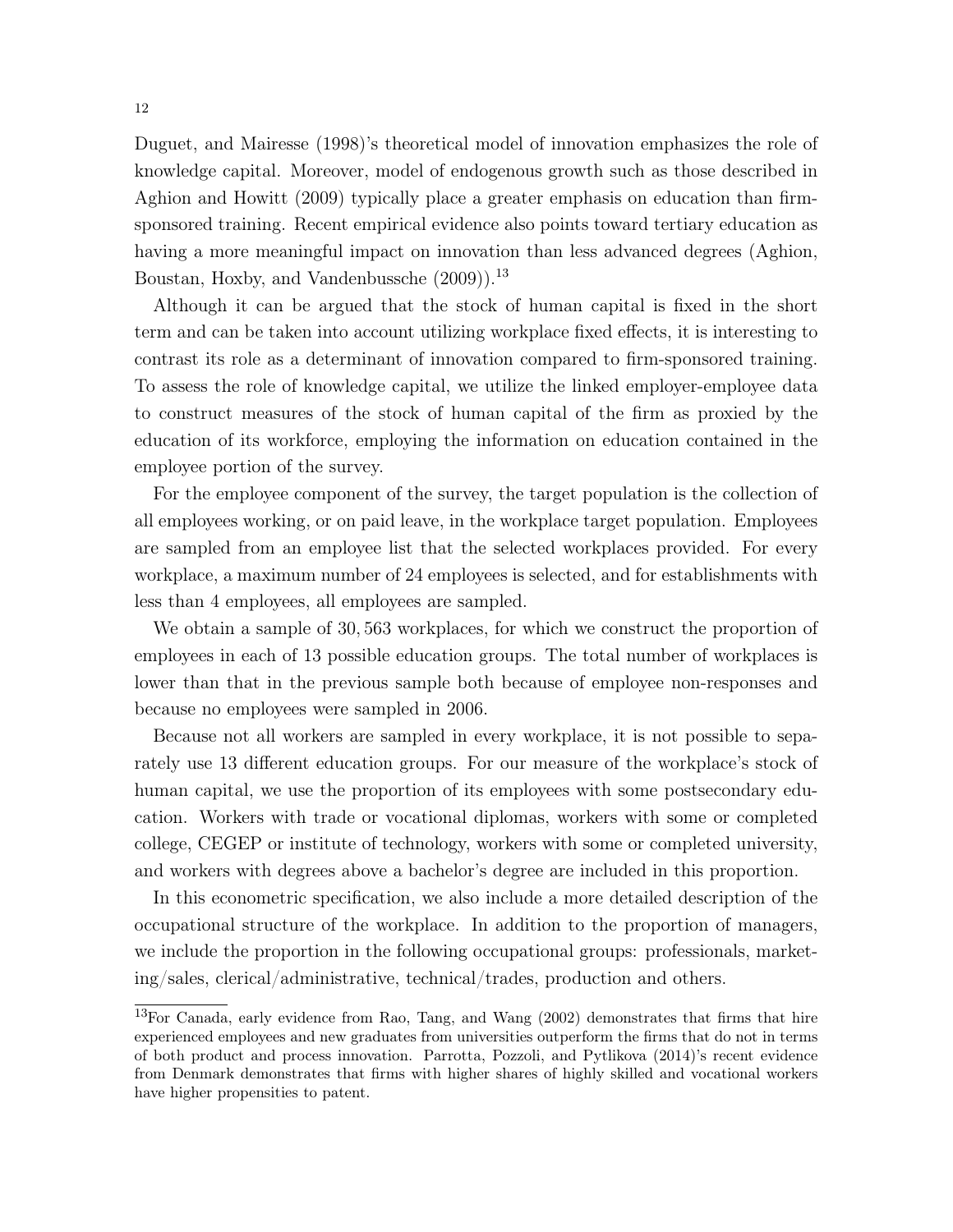Duguet, and Mairesse (1998)'s theoretical model of innovation emphasizes the role of knowledge capital. Moreover, model of endogenous growth such as those described in Aghion and Howitt (2009) typically place a greater emphasis on education than firm-sponsored training. Recent empirical evidence also points toward tertiary education as having a more meaningful impact on innovation than less advanced degrees (Aghion, Boustan, Hoxby, and Vandenbussche (2009)).[13]

Although it can be argued that the stock of human capital is fixed in the short term and can be taken into account utilizing workplace fixed effects, it is interesting to contrast its role as a determinant of innovation compared to firm-sponsored training. To assess the role of knowledge capital, we utilize the linked employer-employee data to construct measures of the stock of human capital of the firm as proxied by the education of its workforce, employing the information on education contained in the employee portion of the survey.

For the employee component of the survey, the target population is the collection of all employees working, or on paid leave, in the workplace target population. Employees are sampled from an employee list that the selected workplaces provided. For every workplace, a maximum number of 24 employees is selected, and for establishments with less than 4 employees, all employees are sampled.

We obtain a sample of 30,563 workplaces, for which we construct the proportion of employees in each of 13 possible education groups. The total number of workplaces is lower than that in the previous sample both because of employee non-responses and because no employees were sampled in 2006.

Because not all workers are sampled in every workplace, it is not possible to separately use 13 different education groups. For our measure of the workplace's stock of human capital, we use the proportion of its employees with some postsecondary education. Workers with trade or vocational diplomas, workers with some or completed college, CEGEP or institute of technology, workers with some or completed university, and workers with degrees above a bachelor's degree are included in this proportion.

In this econometric specification, we also include a more detailed description of the occupational structure of the workplace. In addition to the proportion of managers, we include the proportion in the following occupational groups: professionals, marketing/sales, clerical/administrative, technical/trades, production and others.

[13]For Canada, early evidence from Rao, Tang, and Wang (2002) demonstrates that firms that hire experienced employees and new graduates from universities outperform the firms that do not in terms of both product and process innovation. Parrotta, Pozzoli, and Pytlikova (2014)'s recent evidence from Denmark demonstrates that firms with higher shares of highly skilled and vocational workers have higher propensities to patent.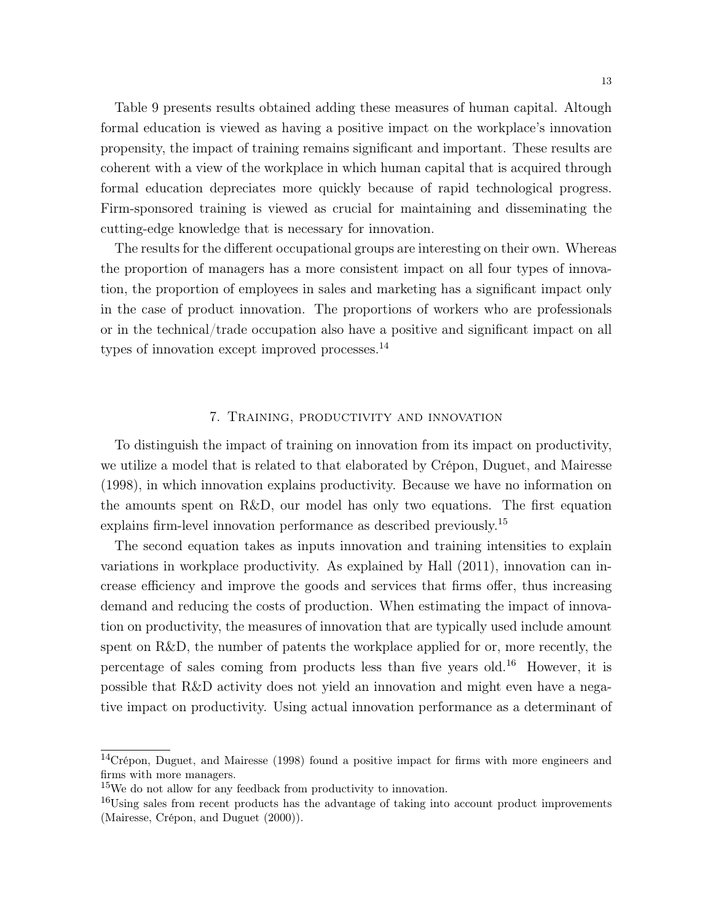Table 9 presents results obtained adding these measures of human capital. Altough formal education is viewed as having a positive impact on the workplace's innovation propensity, the impact of training remains significant and important. These results are coherent with a view of the workplace in which human capital that is acquired through formal education depreciates more quickly because of rapid technological progress. Firm-sponsored training is viewed as crucial for maintaining and disseminating the cutting-edge knowledge that is necessary for innovation.

The results for the different occupational groups are interesting on their own. Whereas the proportion of managers has a more consistent impact on all four types of innovation, the proportion of employees in sales and marketing has a significant impact only in the case of product innovation. The proportions of workers who are professionals or in the technical/trade occupation also have a positive and significant impact on all types of innovation except improved processes.[14]

## 7. Training, productivity and innovation

To distinguish the impact of training on innovation from its impact on productivity, we utilize a model that is related to that elaborated by Crépon, Duguet, and Mairesse (1998), in which innovation explains productivity. Because we have no information on the amounts spent on R&D, our model has only two equations. The first equation explains firm-level innovation performance as described previously.[15]

The second equation takes as inputs innovation and training intensities to explain variations in workplace productivity. As explained by Hall (2011), innovation can increase efficiency and improve the goods and services that firms offer, thus increasing demand and reducing the costs of production. When estimating the impact of innovation on productivity, the measures of innovation that are typically used include amount spent on R&D, the number of patents the workplace applied for or, more recently, the percentage of sales coming from products less than five years old.[16] However, it is possible that R&D activity does not yield an innovation and might even have a negative impact on productivity. Using actual innovation performance as a determinant of

---

[14] Crépon, Duguet, and Mairesse (1998) found a positive impact for firms with more engineers and firms with more managers.

[15] We do not allow for any feedback from productivity to innovation.

[16] Using sales from recent products has the advantage of taking into account product improvements (Mairesse, Crépon, and Duguet (2000)).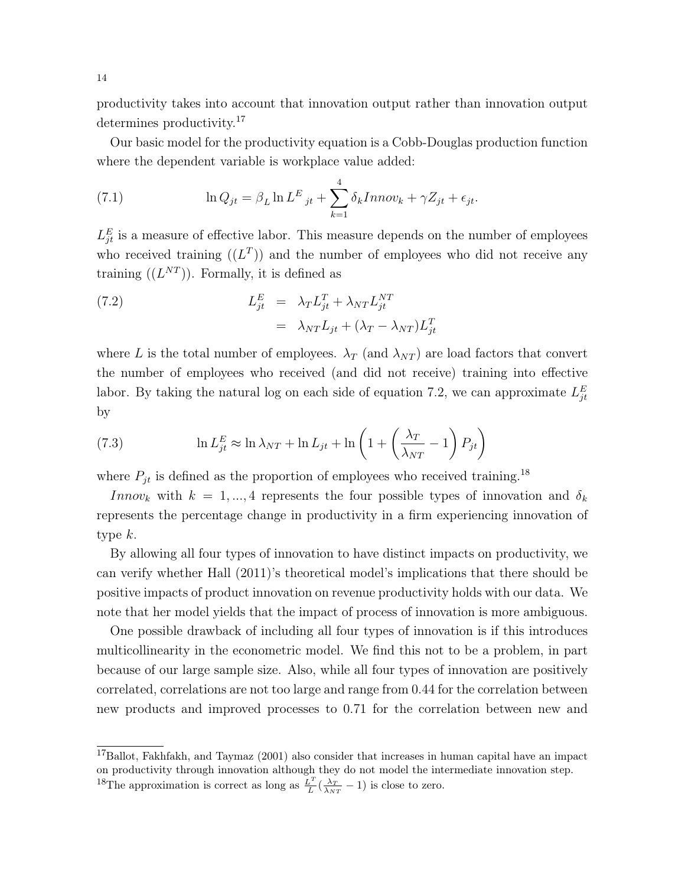productivity takes into account that innovation output rather than innovation output determines productivity.[17]

Our basic model for the productivity equation is a Cobb-Douglas production function where the dependent variable is workplace value added:

$$\ln Q_{jt} = \beta_L \ln L^E{}_{jt} + \sum_{k=1}^{4} \delta_k Innov_k + \gamma Z_{jt} + \epsilon_{jt}. \tag{7.1}$$

$L^E_{jt}$ is a measure of effective labor. This measure depends on the number of employees who received training $((L^T))$ and the number of employees who did not receive any training $((L^{NT}))$. Formally, it is defined as

$$\begin{aligned} L^E_{jt} &= \lambda_T L^T_{jt} + \lambda_{NT} L^{NT}_{jt} \\ &= \lambda_{NT} L_{jt} + (\lambda_T - \lambda_{NT}) L^T_{jt} \end{aligned} \tag{7.2}$$

where $L$ is the total number of employees. $\lambda_T$ (and $\lambda_{NT}$) are load factors that convert the number of employees who received (and did not receive) training into effective labor. By taking the natural log on each side of equation 7.2, we can approximate $L^E_{jt}$ by

$$\ln L^E_{jt} \approx \ln \lambda_{NT} + \ln L_{jt} + \ln \left(1 + \left(\frac{\lambda_T}{\lambda_{NT}} - 1\right) P_{jt}\right) \tag{7.3}$$

where $P_{jt}$ is defined as the proportion of employees who received training.[18]

$Innov_k$ with $k = 1, ..., 4$ represents the four possible types of innovation and $\delta_k$ represents the percentage change in productivity in a firm experiencing innovation of type $k$.

By allowing all four types of innovation to have distinct impacts on productivity, we can verify whether Hall (2011)'s theoretical model's implications that there should be positive impacts of product innovation on revenue productivity holds with our data. We note that her model yields that the impact of process of innovation is more ambiguous.

One possible drawback of including all four types of innovation is if this introduces multicollinearity in the econometric model. We find this not to be a problem, in part because of our large sample size. Also, while all four types of innovation are positively correlated, correlations are not too large and range from 0.44 for the correlation between new products and improved processes to 0.71 for the correlation between new and

---

[17] Ballot, Fakhfakh, and Taymaz (2001) also consider that increases in human capital have an impact on productivity through innovation although they do not model the intermediate innovation step.

[18] The approximation is correct as long as $\frac{L^T}{L}(\frac{\lambda_T}{\lambda_{NT}} - 1)$ is close to zero.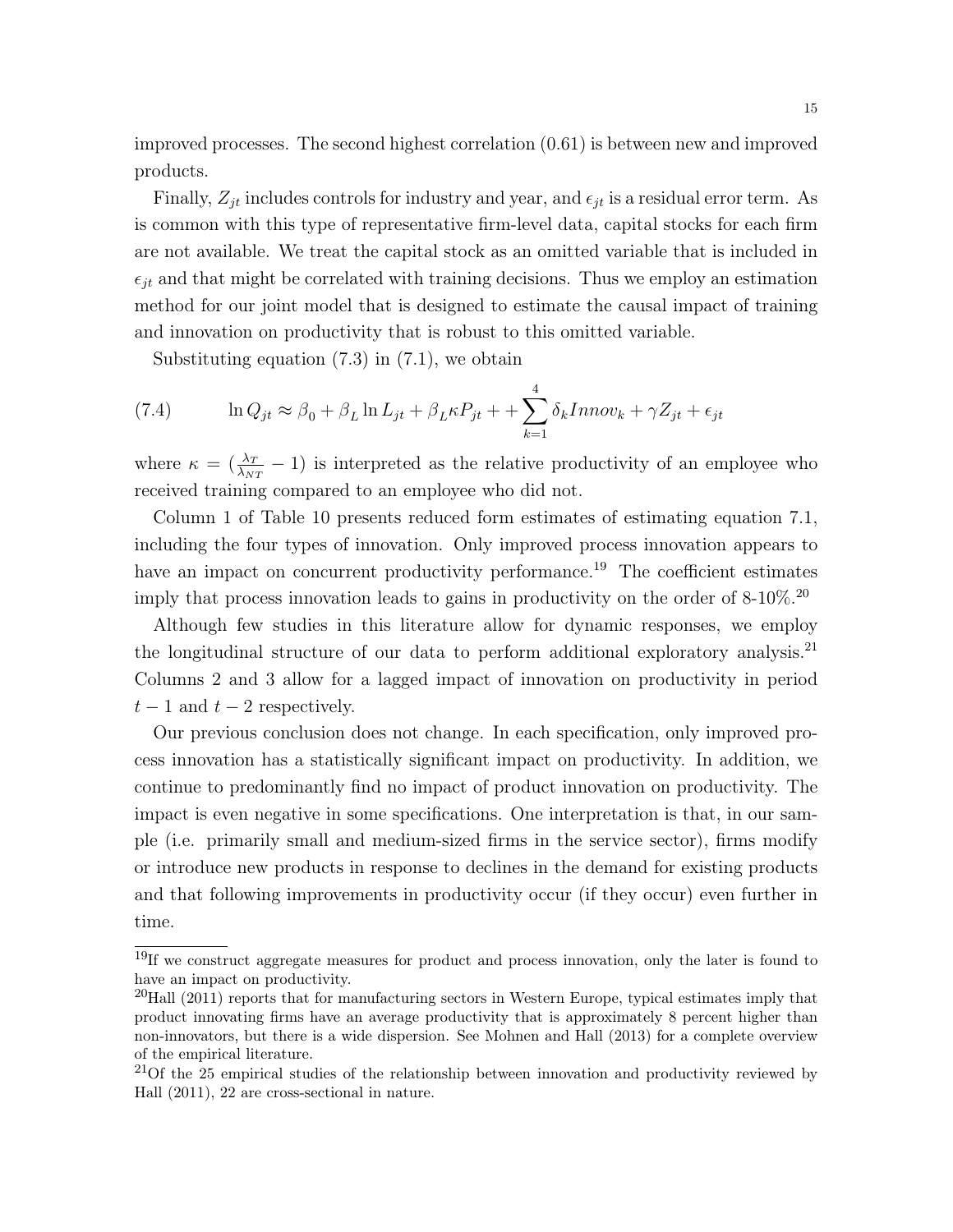improved processes. The second highest correlation (0.61) is between new and improved products.

Finally, $Z_{jt}$ includes controls for industry and year, and $\epsilon_{jt}$ is a residual error term. As is common with this type of representative firm-level data, capital stocks for each firm are not available. We treat the capital stock as an omitted variable that is included in $\epsilon_{jt}$ and that might be correlated with training decisions. Thus we employ an estimation method for our joint model that is designed to estimate the causal impact of training and innovation on productivity that is robust to this omitted variable.

Substituting equation (7.3) in (7.1), we obtain

$$\ln Q_{jt} \approx \beta_0 + \beta_L \ln L_{jt} + \beta_L \kappa P_{jt} + + \sum_{k=1}^{4} \delta_k Innov_k + \gamma Z_{jt} + \epsilon_{jt} \tag{7.4}$$

where $\kappa = (\frac{\lambda_T}{\lambda_{NT}} - 1)$ is interpreted as the relative productivity of an employee who received training compared to an employee who did not.

Column 1 of Table 10 presents reduced form estimates of estimating equation 7.1, including the four types of innovation. Only improved process innovation appears to have an impact on concurrent productivity performance.[19] The coefficient estimates imply that process innovation leads to gains in productivity on the order of 8-10%.[20]

Although few studies in this literature allow for dynamic responses, we employ the longitudinal structure of our data to perform additional exploratory analysis.[21] Columns 2 and 3 allow for a lagged impact of innovation on productivity in period $t-1$ and $t-2$ respectively.

Our previous conclusion does not change. In each specification, only improved process innovation has a statistically significant impact on productivity. In addition, we continue to predominantly find no impact of product innovation on productivity. The impact is even negative in some specifications. One interpretation is that, in our sample (i.e. primarily small and medium-sized firms in the service sector), firms modify or introduce new products in response to declines in the demand for existing products and that following improvements in productivity occur (if they occur) even further in time.

[19]If we construct aggregate measures for product and process innovation, only the later is found to have an impact on productivity.

[20]Hall (2011) reports that for manufacturing sectors in Western Europe, typical estimates imply that product innovating firms have an average productivity that is approximately 8 percent higher than non-innovators, but there is a wide dispersion. See Mohnen and Hall (2013) for a complete overview of the empirical literature.

[21]Of the 25 empirical studies of the relationship between innovation and productivity reviewed by Hall (2011), 22 are cross-sectional in nature.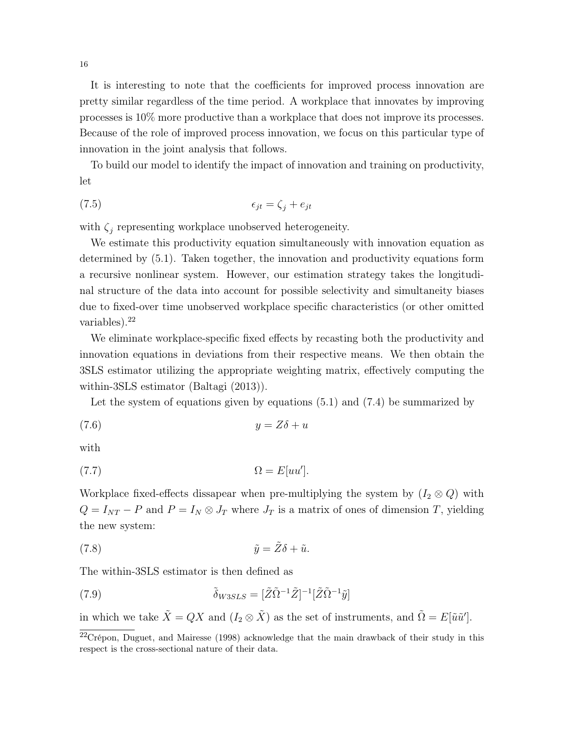It is interesting to note that the coefficients for improved process innovation are pretty similar regardless of the time period. A workplace that innovates by improving processes is 10% more productive than a workplace that does not improve its processes. Because of the role of improved process innovation, we focus on this particular type of innovation in the joint analysis that follows.

To build our model to identify the impact of innovation and training on productivity, let

$$\epsilon_{jt} = \zeta_j + e_{jt} \tag{7.5}$$

with $\zeta_j$ representing workplace unobserved heterogeneity.

We estimate this productivity equation simultaneously with innovation equation as determined by (5.1). Taken together, the innovation and productivity equations form a recursive nonlinear system. However, our estimation strategy takes the longitudinal structure of the data into account for possible selectivity and simultaneity biases due to fixed-over time unobserved workplace specific characteristics (or other omitted variables).[22]

We eliminate workplace-specific fixed effects by recasting both the productivity and innovation equations in deviations from their respective means. We then obtain the 3SLS estimator utilizing the appropriate weighting matrix, effectively computing the within-3SLS estimator (Baltagi (2013)).

Let the system of equations given by equations (5.1) and (7.4) be summarized by

$$y = Z\delta + u \tag{7.6}$$

with

$$\Omega = E[uu']. \tag{7.7}$$

Workplace fixed-effects dissapear when pre-multiplying the system by $(I_2 \otimes Q)$ with $Q = I_{NT} - P$ and $P = I_N \otimes J_T$ where $J_T$ is a matrix of ones of dimension $T$, yielding the new system:

$$\tilde{y} = \tilde{Z}\delta + \tilde{u}. \tag{7.8}$$

The within-3SLS estimator is then defined as

$$\tilde{\delta}_{W3SLS} = [\tilde{Z}\tilde{\Omega}^{-1}\tilde{Z}]^{-1}[\tilde{Z}\tilde{\Omega}^{-1}\tilde{y}] \tag{7.9}$$

in which we take $\tilde{X} = QX$ and $(I_2 \otimes \tilde{X})$ as the set of instruments, and $\tilde{\Omega} = E[\tilde{u}\tilde{u}']$.

[22] Crépon, Duguet, and Mairesse (1998) acknowledge that the main drawback of their study in this respect is the cross-sectional nature of their data.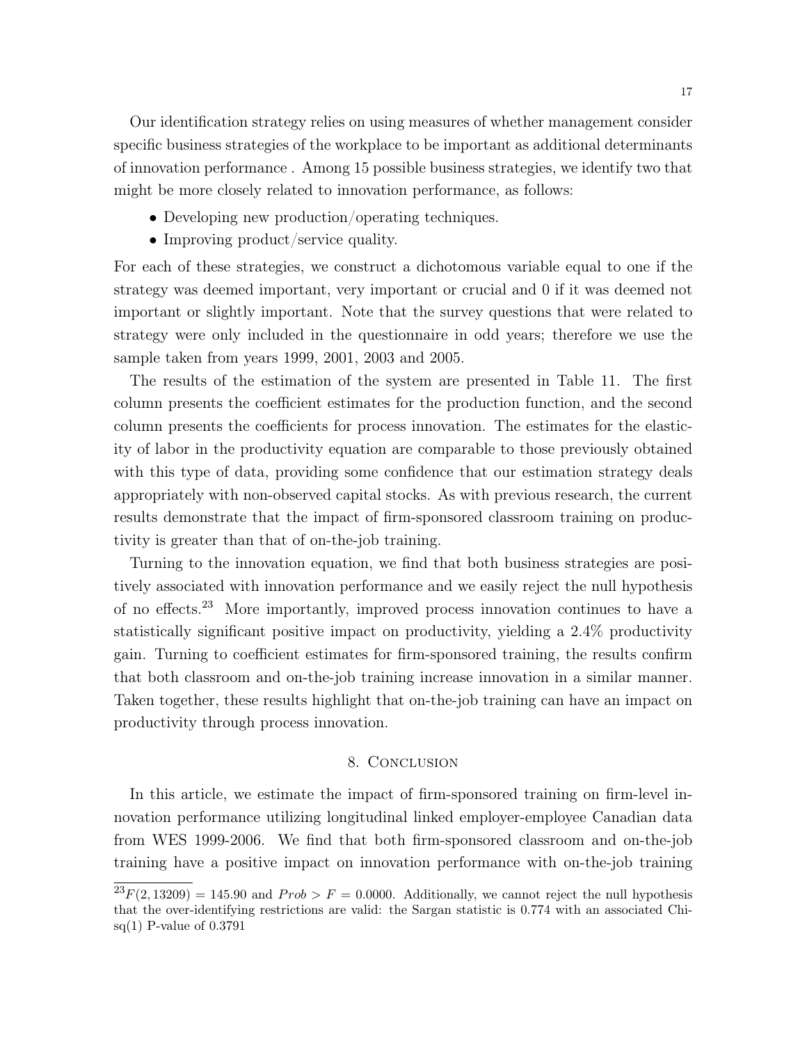Our identification strategy relies on using measures of whether management consider specific business strategies of the workplace to be important as additional determinants of innovation performance . Among 15 possible business strategies, we identify two that might be more closely related to innovation performance, as follows:

- Developing new production/operating techniques.
- Improving product/service quality.

For each of these strategies, we construct a dichotomous variable equal to one if the strategy was deemed important, very important or crucial and 0 if it was deemed not important or slightly important. Note that the survey questions that were related to strategy were only included in the questionnaire in odd years; therefore we use the sample taken from years 1999, 2001, 2003 and 2005.

The results of the estimation of the system are presented in Table 11. The first column presents the coefficient estimates for the production function, and the second column presents the coefficients for process innovation. The estimates for the elasticity of labor in the productivity equation are comparable to those previously obtained with this type of data, providing some confidence that our estimation strategy deals appropriately with non-observed capital stocks. As with previous research, the current results demonstrate that the impact of firm-sponsored classroom training on productivity is greater than that of on-the-job training.

Turning to the innovation equation, we find that both business strategies are positively associated with innovation performance and we easily reject the null hypothesis of no effects.[23] More importantly, improved process innovation continues to have a statistically significant positive impact on productivity, yielding a 2.4% productivity gain. Turning to coefficient estimates for firm-sponsored training, the results confirm that both classroom and on-the-job training increase innovation in a similar manner. Taken together, these results highlight that on-the-job training can have an impact on productivity through process innovation.

## 8. Conclusion

In this article, we estimate the impact of firm-sponsored training on firm-level innovation performance utilizing longitudinal linked employer-employee Canadian data from WES 1999-2006. We find that both firm-sponsored classroom and on-the-job training have a positive impact on innovation performance with on-the-job training

[23] $F(2, 13209) = 145.90$ and $Prob > F = 0.0000$. Additionally, we cannot reject the null hypothesis that the over-identifying restrictions are valid: the Sargan statistic is 0.774 with an associated Chi-sq(1) P-value of 0.3791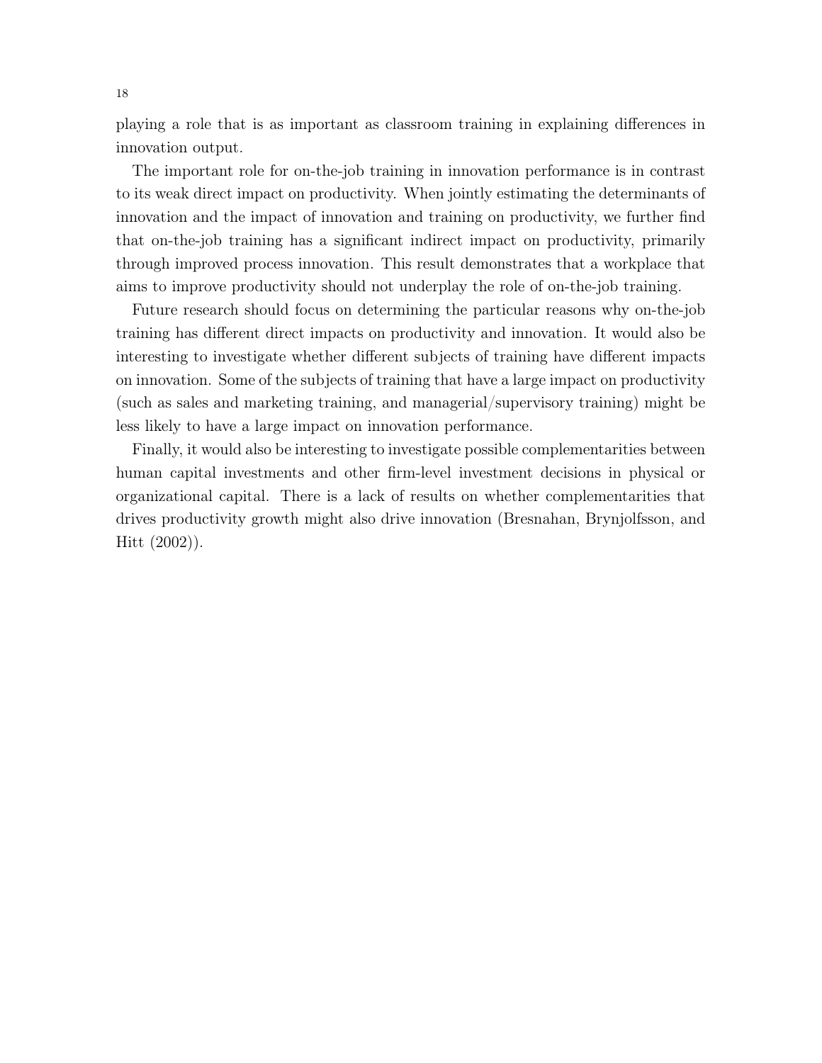playing a role that is as important as classroom training in explaining differences in innovation output.

The important role for on-the-job training in innovation performance is in contrast to its weak direct impact on productivity. When jointly estimating the determinants of innovation and the impact of innovation and training on productivity, we further find that on-the-job training has a significant indirect impact on productivity, primarily through improved process innovation. This result demonstrates that a workplace that aims to improve productivity should not underplay the role of on-the-job training.

Future research should focus on determining the particular reasons why on-the-job training has different direct impacts on productivity and innovation. It would also be interesting to investigate whether different subjects of training have different impacts on innovation. Some of the subjects of training that have a large impact on productivity (such as sales and marketing training, and managerial/supervisory training) might be less likely to have a large impact on innovation performance.

Finally, it would also be interesting to investigate possible complementarities between human capital investments and other firm-level investment decisions in physical or organizational capital. There is a lack of results on whether complementarities that drives productivity growth might also drive innovation (Bresnahan, Brynjolfsson, and Hitt (2002)).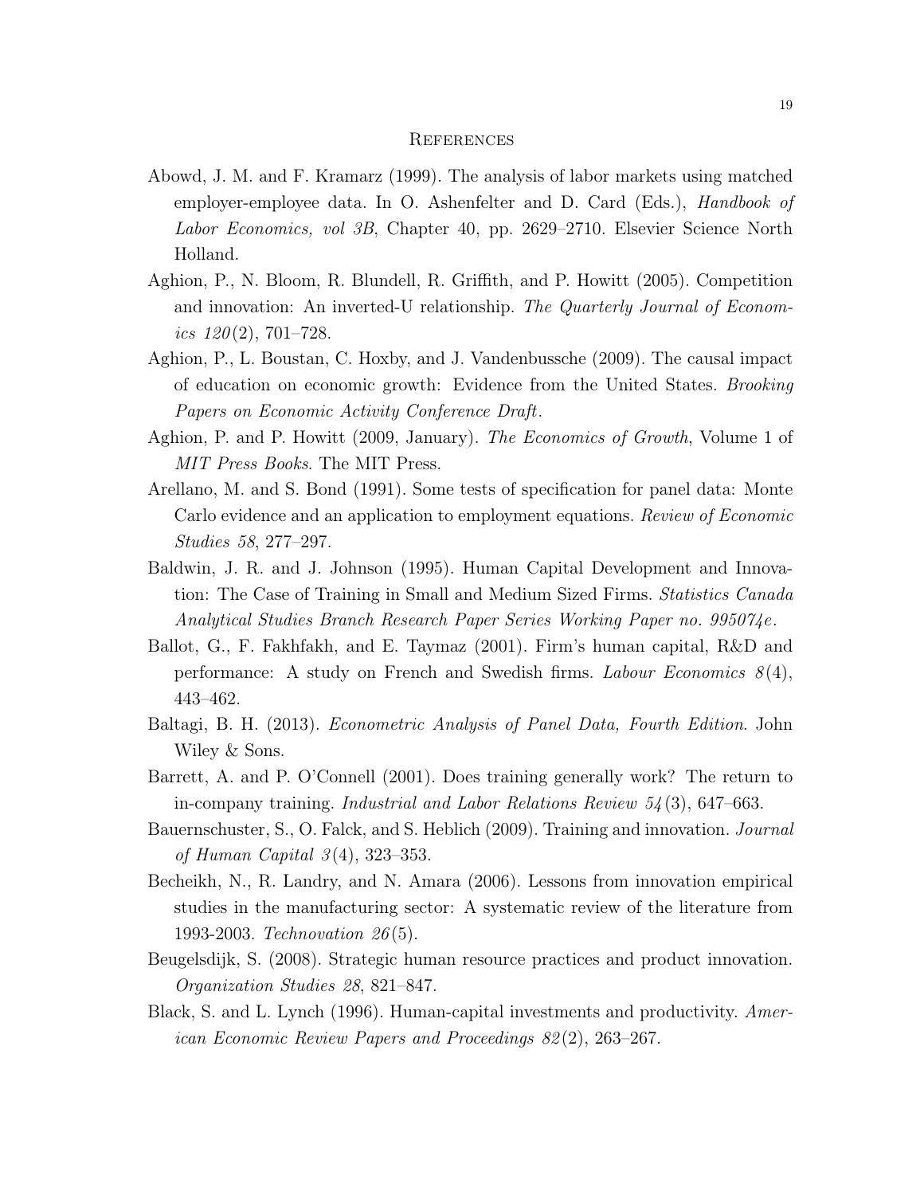## References

Abowd, J. M. and F. Kramarz (1999). The analysis of labor markets using matched employer-employee data. In O. Ashenfelter and D. Card (Eds.), *Handbook of Labor Economics, vol 3B*, Chapter 40, pp. 2629–2710. Elsevier Science North Holland.

Aghion, P., N. Bloom, R. Blundell, R. Griffith, and P. Howitt (2005). Competition and innovation: An inverted-U relationship. *The Quarterly Journal of Economics 120*(2), 701–728.

Aghion, P., L. Boustan, C. Hoxby, and J. Vandenbussche (2009). The causal impact of education on economic growth: Evidence from the United States. *Brooking Papers on Economic Activity Conference Draft*.

Aghion, P. and P. Howitt (2009, January). *The Economics of Growth*, Volume 1 of *MIT Press Books*. The MIT Press.

Arellano, M. and S. Bond (1991). Some tests of specification for panel data: Monte Carlo evidence and an application to employment equations. *Review of Economic Studies 58*, 277–297.

Baldwin, J. R. and J. Johnson (1995). Human Capital Development and Innovation: The Case of Training in Small and Medium Sized Firms. *Statistics Canada Analytical Studies Branch Research Paper Series Working Paper no. 995074e*.

Ballot, G., F. Fakhfakh, and E. Taymaz (2001). Firm's human capital, R&D and performance: A study on French and Swedish firms. *Labour Economics 8*(4), 443–462.

Baltagi, B. H. (2013). *Econometric Analysis of Panel Data, Fourth Edition*. John Wiley & Sons.

Barrett, A. and P. O'Connell (2001). Does training generally work? The return to in-company training. *Industrial and Labor Relations Review 54*(3), 647–663.

Bauernschuster, S., O. Falck, and S. Heblich (2009). Training and innovation. *Journal of Human Capital 3*(4), 323–353.

Becheikh, N., R. Landry, and N. Amara (2006). Lessons from innovation empirical studies in the manufacturing sector: A systematic review of the literature from 1993-2003. *Technovation 26*(5).

Beugelsdijk, S. (2008). Strategic human resource practices and product innovation. *Organization Studies 28*, 821–847.

Black, S. and L. Lynch (1996). Human-capital investments and productivity. *American Economic Review Papers and Proceedings 82*(2), 263–267.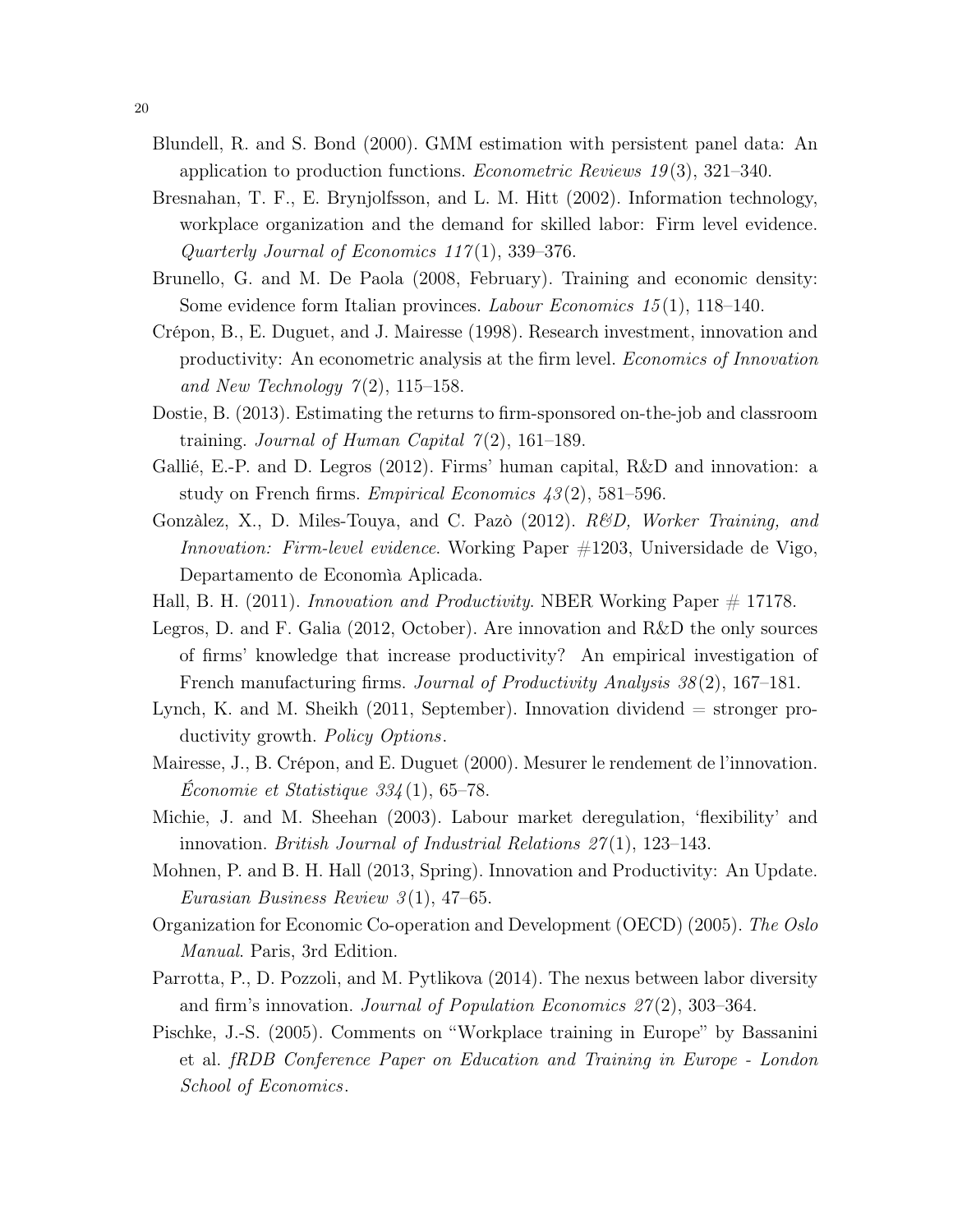Blundell, R. and S. Bond (2000). GMM estimation with persistent panel data: An application to production functions. *Econometric Reviews 19*(3), 321–340.

Bresnahan, T. F., E. Brynjolfsson, and L. M. Hitt (2002). Information technology, workplace organization and the demand for skilled labor: Firm level evidence. *Quarterly Journal of Economics 117*(1), 339–376.

Brunello, G. and M. De Paola (2008, February). Training and economic density: Some evidence form Italian provinces. *Labour Economics 15*(1), 118–140.

Crépon, B., E. Duguet, and J. Mairesse (1998). Research investment, innovation and productivity: An econometric analysis at the firm level. *Economics of Innovation and New Technology 7*(2), 115–158.

Dostie, B. (2013). Estimating the returns to firm-sponsored on-the-job and classroom training. *Journal of Human Capital 7*(2), 161–189.

Gallié, E.-P. and D. Legros (2012). Firms' human capital, R&D and innovation: a study on French firms. *Empirical Economics 43*(2), 581–596.

Gonzàlez, X., D. Miles-Touya, and C. Pazò (2012). *R&D, Worker Training, and Innovation: Firm-level evidence*. Working Paper #1203, Universidade de Vigo, Departamento de Economìa Aplicada.

Hall, B. H. (2011). *Innovation and Productivity*. NBER Working Paper # 17178.

Legros, D. and F. Galia (2012, October). Are innovation and R&D the only sources of firms' knowledge that increase productivity? An empirical investigation of French manufacturing firms. *Journal of Productivity Analysis 38*(2), 167–181.

Lynch, K. and M. Sheikh (2011, September). Innovation dividend = stronger productivity growth. *Policy Options*.

Mairesse, J., B. Crépon, and E. Duguet (2000). Mesurer le rendement de l'innovation. *Économie et Statistique 334*(1), 65–78.

Michie, J. and M. Sheehan (2003). Labour market deregulation, 'flexibility' and innovation. *British Journal of Industrial Relations 27*(1), 123–143.

Mohnen, P. and B. H. Hall (2013, Spring). Innovation and Productivity: An Update. *Eurasian Business Review 3*(1), 47–65.

Organization for Economic Co-operation and Development (OECD) (2005). *The Oslo Manual*. Paris, 3rd Edition.

Parrotta, P., D. Pozzoli, and M. Pytlikova (2014). The nexus between labor diversity and firm's innovation. *Journal of Population Economics 27*(2), 303–364.

Pischke, J.-S. (2005). Comments on "Workplace training in Europe" by Bassanini et al. *fRDB Conference Paper on Education and Training in Europe - London School of Economics*.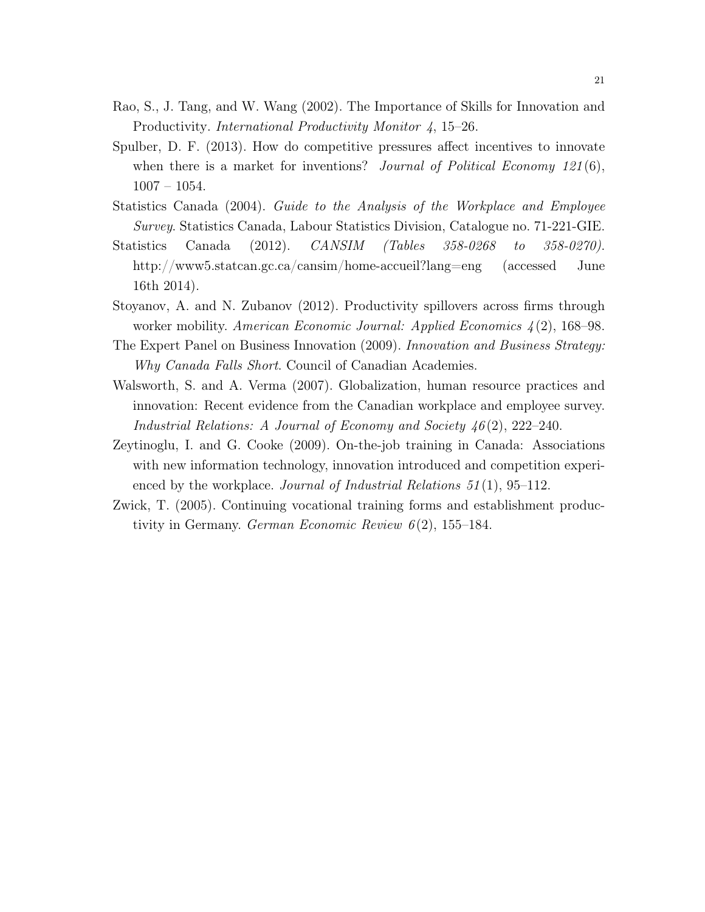Rao, S., J. Tang, and W. Wang (2002). The Importance of Skills for Innovation and Productivity. *International Productivity Monitor 4*, 15–26.

Spulber, D. F. (2013). How do competitive pressures affect incentives to innovate when there is a market for inventions? *Journal of Political Economy 121*(6), 1007 – 1054.

Statistics Canada (2004). *Guide to the Analysis of the Workplace and Employee Survey*. Statistics Canada, Labour Statistics Division, Catalogue no. 71-221-GIE.

Statistics Canada (2012). *CANSIM (Tables 358-0268 to 358-0270)*. http://www5.statcan.gc.ca/cansim/home-accueil?lang=eng (accessed June 16th 2014).

Stoyanov, A. and N. Zubanov (2012). Productivity spillovers across firms through worker mobility. *American Economic Journal: Applied Economics 4*(2), 168–98.

The Expert Panel on Business Innovation (2009). *Innovation and Business Strategy: Why Canada Falls Short*. Council of Canadian Academies.

Walsworth, S. and A. Verma (2007). Globalization, human resource practices and innovation: Recent evidence from the Canadian workplace and employee survey. *Industrial Relations: A Journal of Economy and Society 46*(2), 222–240.

Zeytinoglu, I. and G. Cooke (2009). On-the-job training in Canada: Associations with new information technology, innovation introduced and competition experienced by the workplace. *Journal of Industrial Relations 51*(1), 95–112.

Zwick, T. (2005). Continuing vocational training forms and establishment productivity in Germany. *German Economic Review 6*(2), 155–184.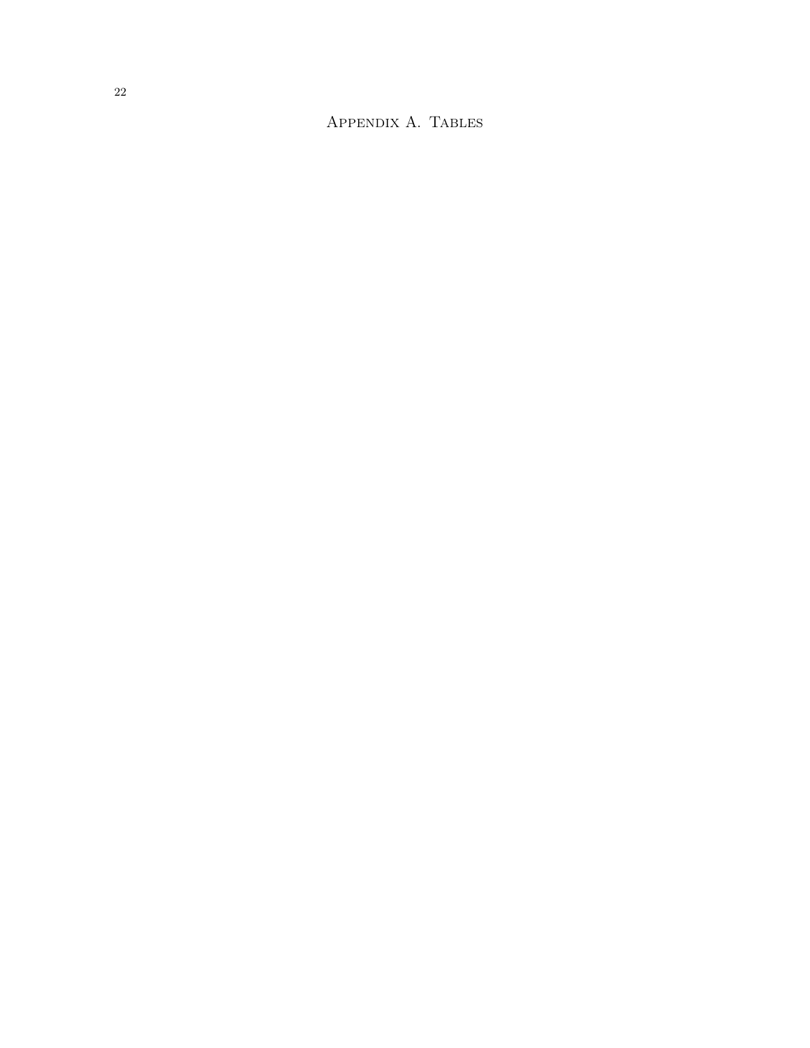# Appendix A. Tables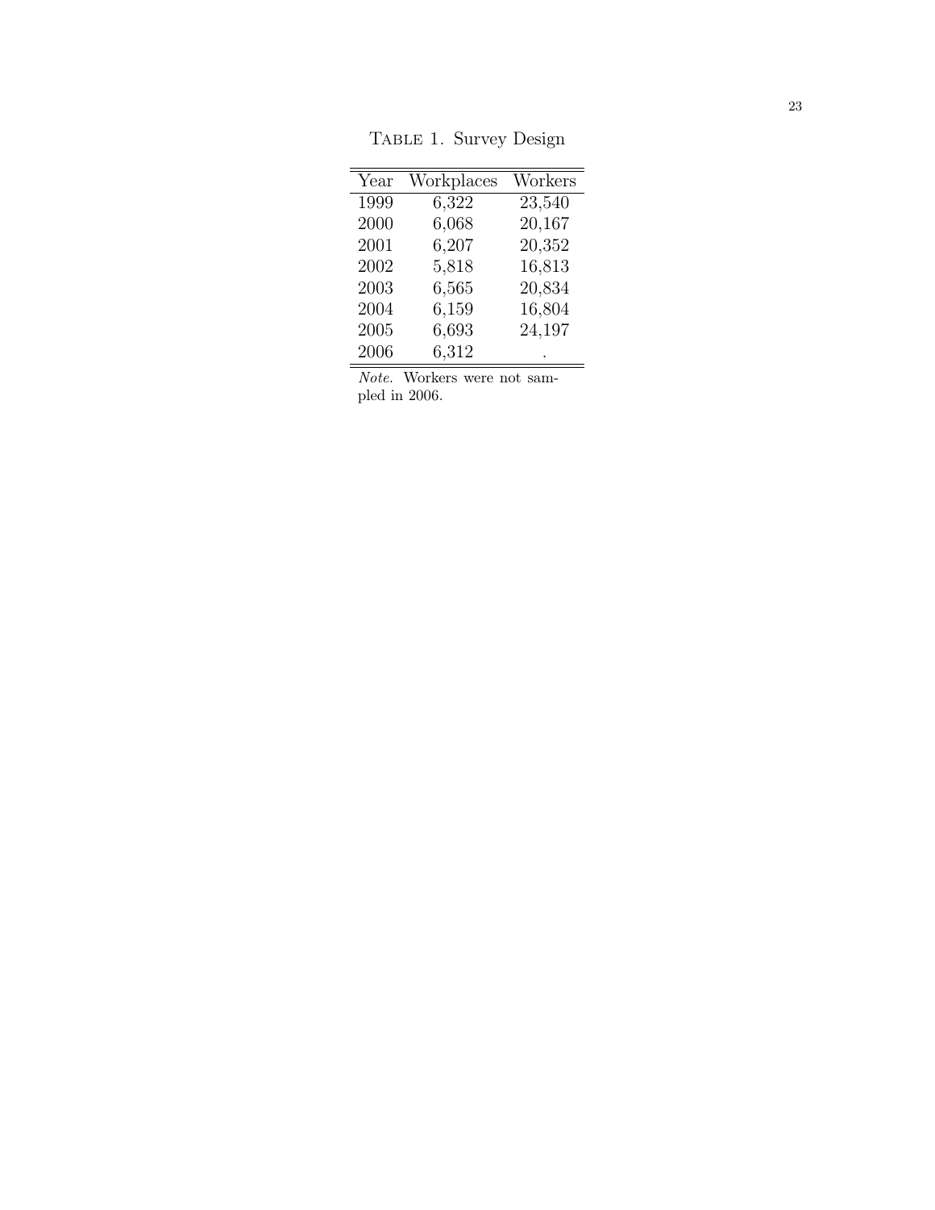Table 1. Survey Design

| Year | Workplaces | Workers |
|---|---|---|
| 1999 | 6,322 | 23,540 |
| 2000 | 6,068 | 20,167 |
| 2001 | 6,207 | 20,352 |
| 2002 | 5,818 | 16,813 |
| 2003 | 6,565 | 20,834 |
| 2004 | 6,159 | 16,804 |
| 2005 | 6,693 | 24,197 |
| 2006 | 6,312 | . |

*Note.* Workers were not sampled in 2006.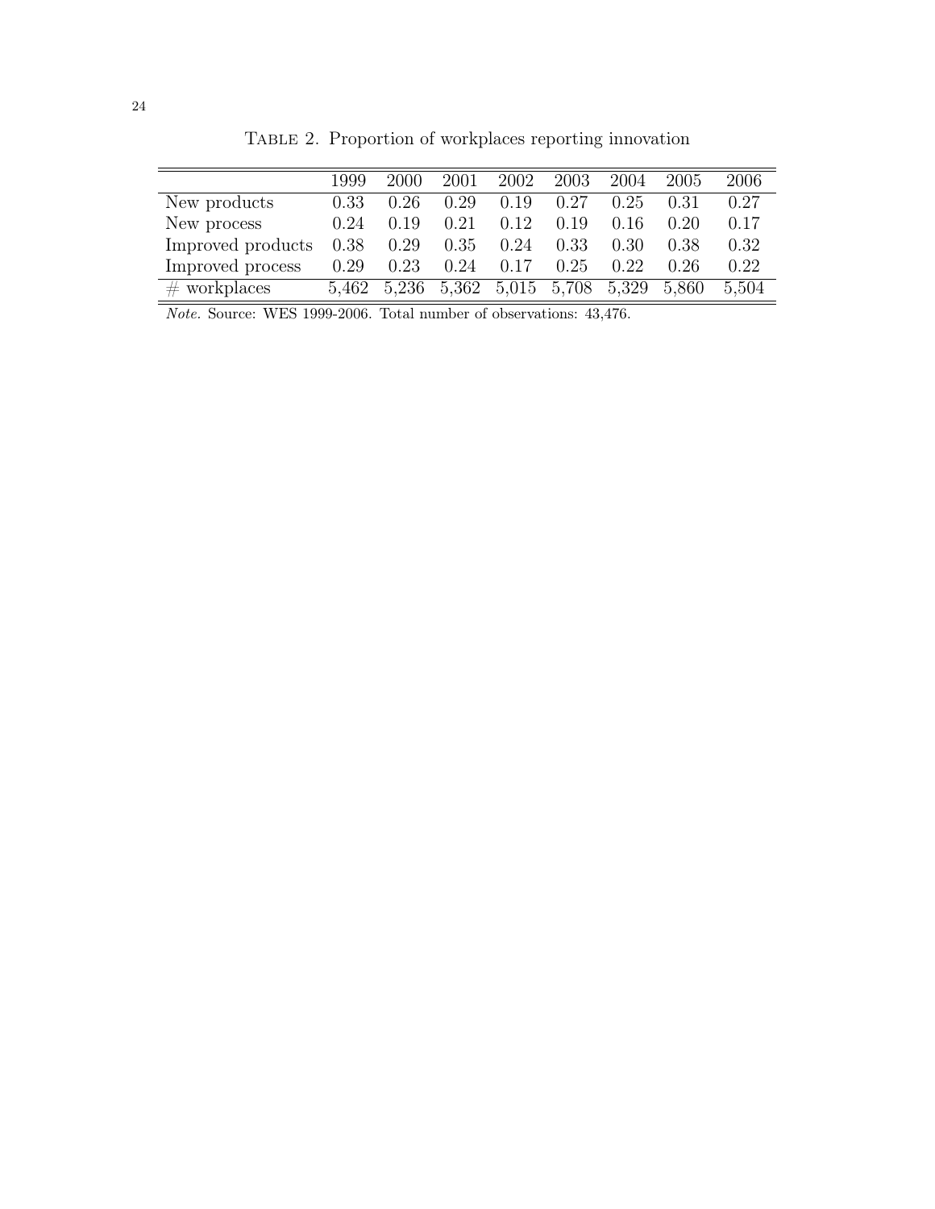Table 2. Proportion of workplaces reporting innovation

| | 1999 | 2000 | 2001 | 2002 | 2003 | 2004 | 2005 | 2006 |
|---|---|---|---|---|---|---|---|---|
| New products | 0.33 | 0.26 | 0.29 | 0.19 | 0.27 | 0.25 | 0.31 | 0.27 |
| New process | 0.24 | 0.19 | 0.21 | 0.12 | 0.19 | 0.16 | 0.20 | 0.17 |
| Improved products | 0.38 | 0.29 | 0.35 | 0.24 | 0.33 | 0.30 | 0.38 | 0.32 |
| Improved process | 0.29 | 0.23 | 0.24 | 0.17 | 0.25 | 0.22 | 0.26 | 0.22 |
| # workplaces | 5,462 | 5,236 | 5,362 | 5,015 | 5,708 | 5,329 | 5,860 | 5,504 |

*Note.* Source: WES 1999-2006. Total number of observations: 43,476.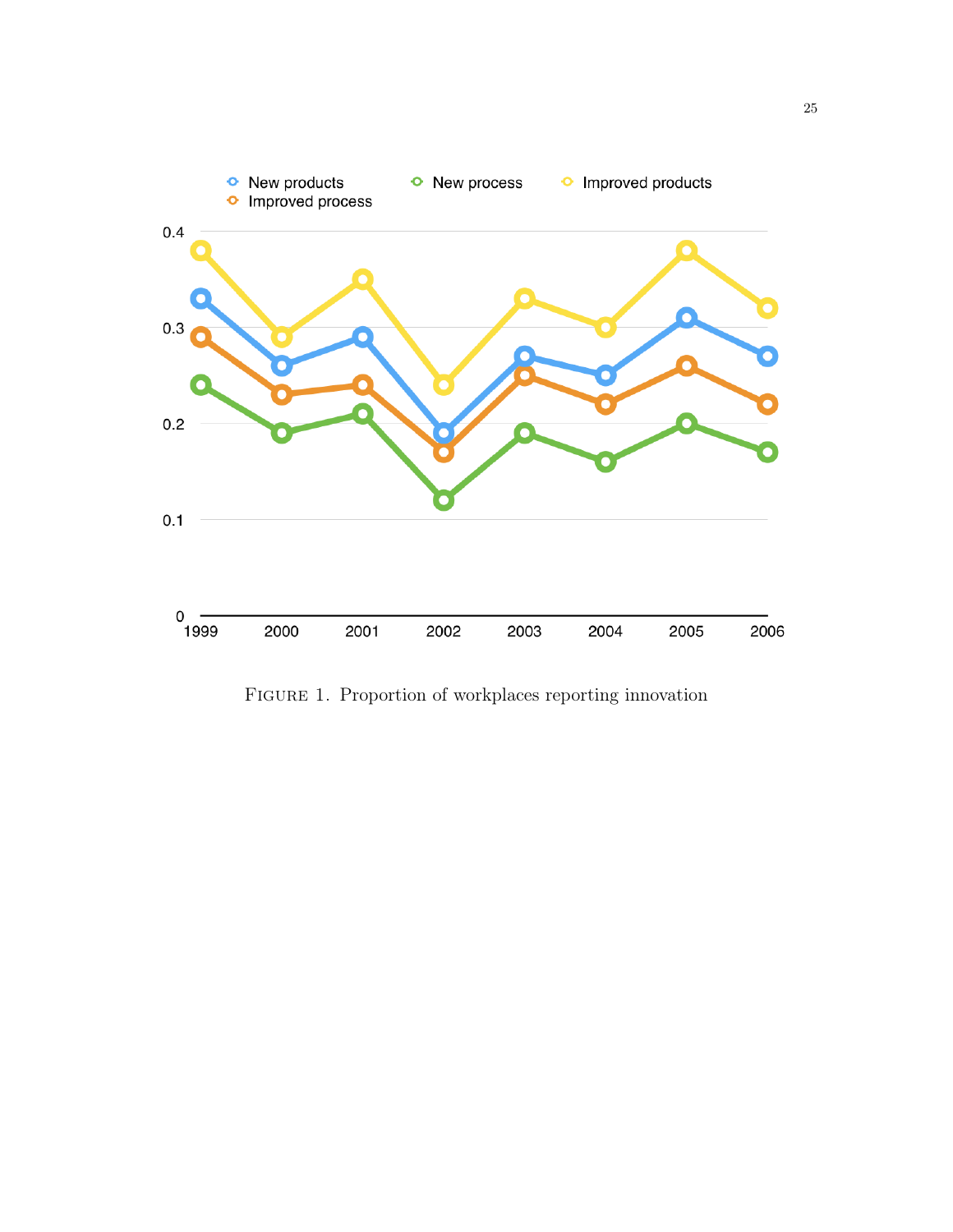Figure 1. Proportion of workplaces reporting innovation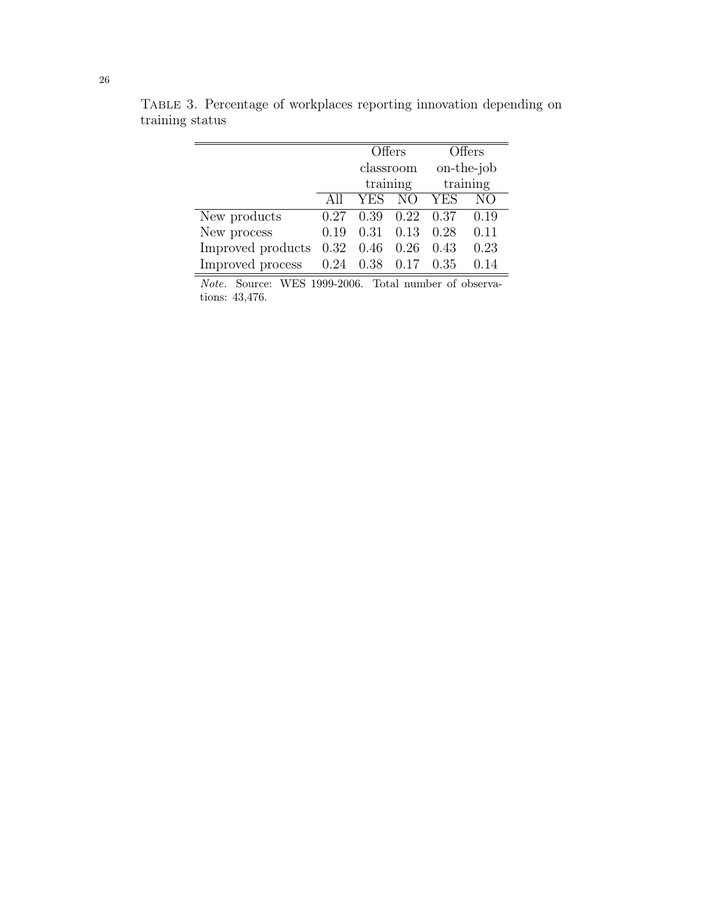Table 3. Percentage of workplaces reporting innovation depending on training status

| | | Offers classroom training | | Offers on-the-job training | |
|---|---|---|---|---|---|
| | All | YES | NO | YES | NO |
| New products | 0.27 | 0.39 | 0.22 | 0.37 | 0.19 |
| New process | 0.19 | 0.31 | 0.13 | 0.28 | 0.11 |
| Improved products | 0.32 | 0.46 | 0.26 | 0.43 | 0.23 |
| Improved process | 0.24 | 0.38 | 0.17 | 0.35 | 0.14 |

*Note.* Source: WES 1999-2006. Total number of observations: 43,476.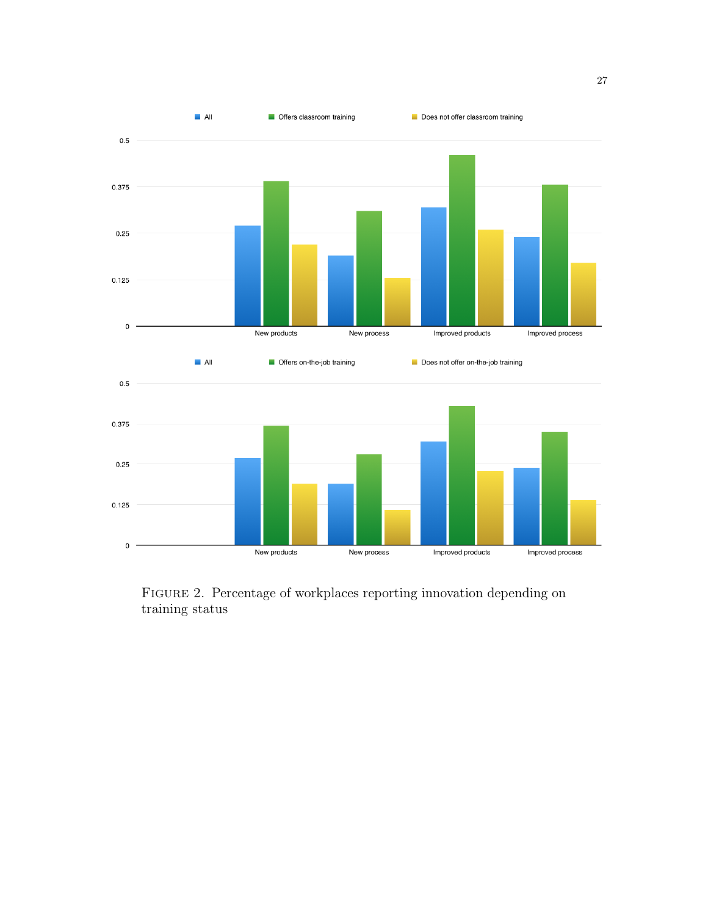Figure 2. Percentage of workplaces reporting innovation depending on training status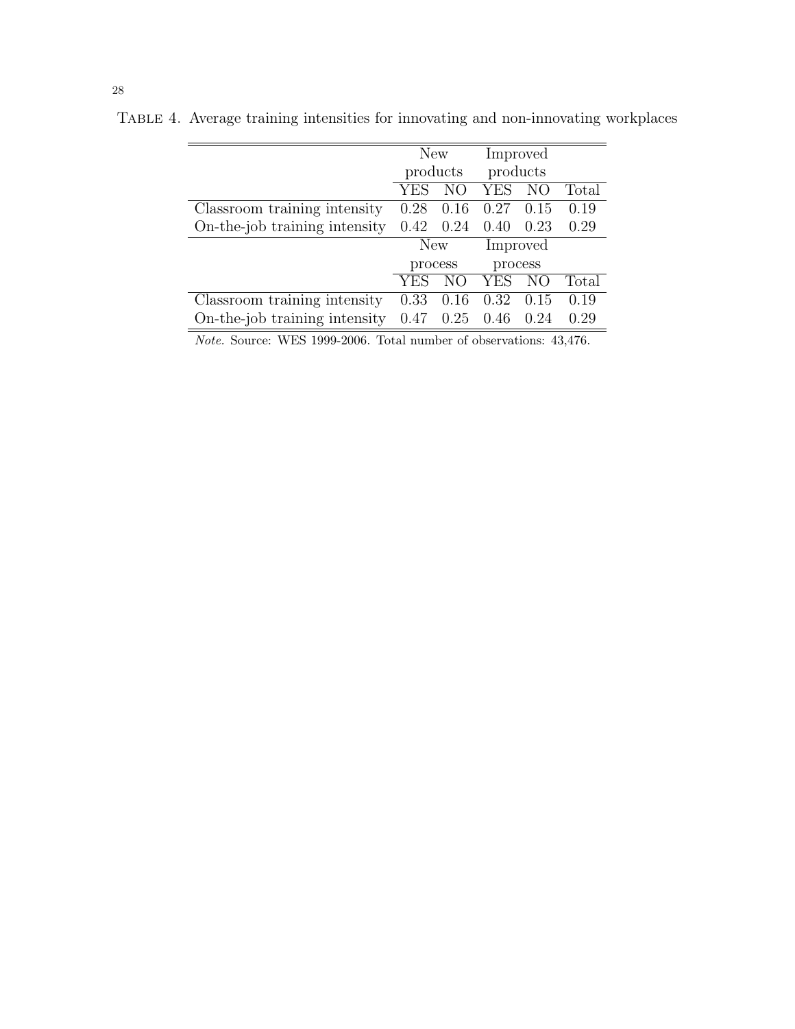TABLE 4. Average training intensities for innovating and non-innovating workplaces

| | New products | | Improved products | | |
|---|---|---|---|---|---|
| | YES | NO | YES | NO | Total |
| Classroom training intensity | 0.28 | 0.16 | 0.27 | 0.15 | 0.19 |
| On-the-job training intensity | 0.42 | 0.24 | 0.40 | 0.23 | 0.29 |
| | **New process** | | **Improved process** | | |
| | YES | NO | YES | NO | Total |
| Classroom training intensity | 0.33 | 0.16 | 0.32 | 0.15 | 0.19 |
| On-the-job training intensity | 0.47 | 0.25 | 0.46 | 0.24 | 0.29 |

*Note.* Source: WES 1999-2006. Total number of observations: 43,476.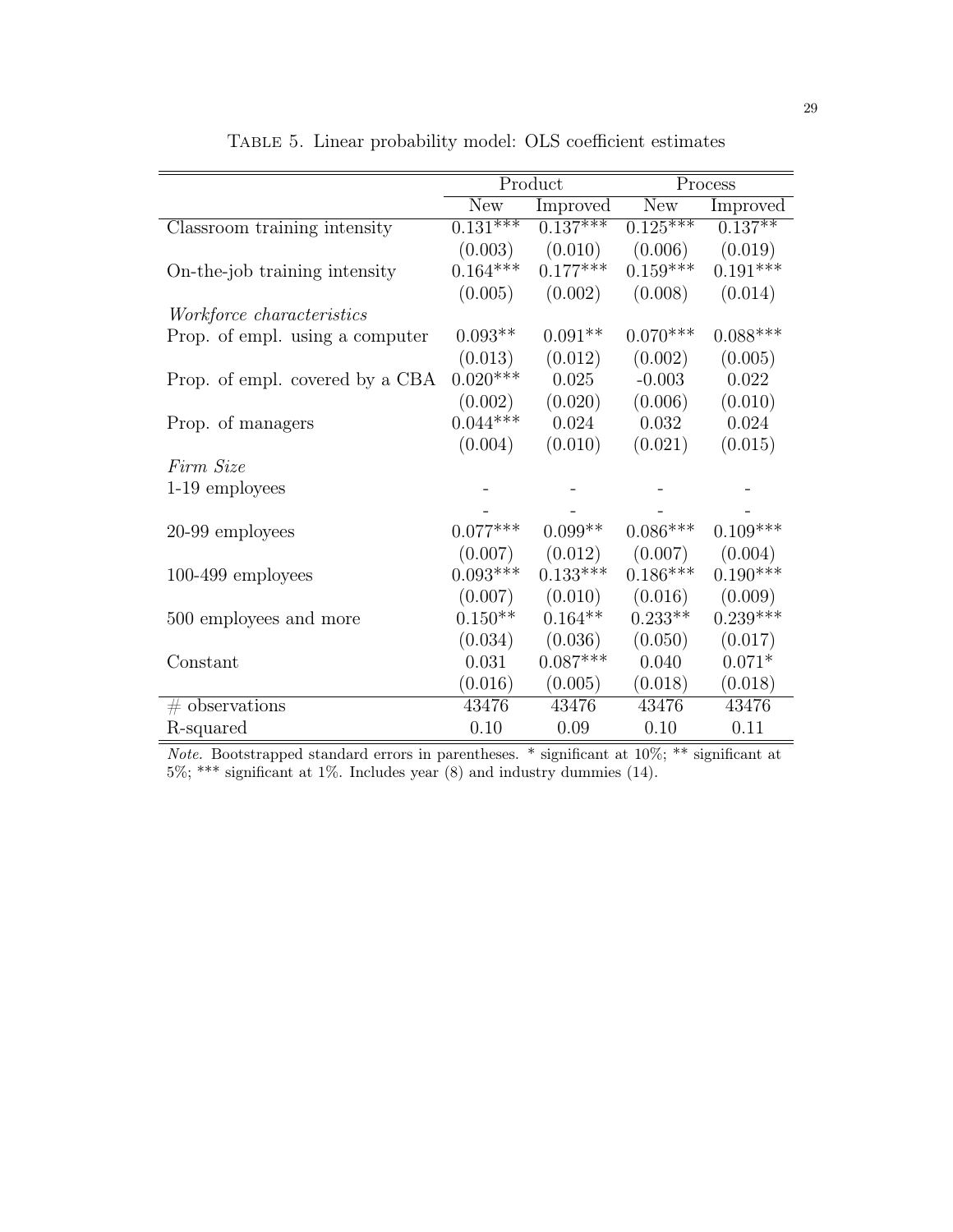Table 5. Linear probability model: OLS coefficient estimates

| | Product | | Process | |
|---|---|---|---|---|
| | New | Improved | New | Improved |
| Classroom training intensity | 0.131*** | 0.137*** | 0.125*** | 0.137** |
| | (0.003) | (0.010) | (0.006) | (0.019) |
| On-the-job training intensity | 0.164*** | 0.177*** | 0.159*** | 0.191*** |
| | (0.005) | (0.002) | (0.008) | (0.014) |
| *Workforce characteristics* | | | | |
| Prop. of empl. using a computer | 0.093** | 0.091** | 0.070*** | 0.088*** |
| | (0.013) | (0.012) | (0.002) | (0.005) |
| Prop. of empl. covered by a CBA | 0.020*** | 0.025 | -0.003 | 0.022 |
| | (0.002) | (0.020) | (0.006) | (0.010) |
| Prop. of managers | 0.044*** | 0.024 | 0.032 | 0.024 |
| | (0.004) | (0.010) | (0.021) | (0.015) |
| *Firm Size* | | | | |
| 1-19 employees | - | - | - | - |
| | - | - | - | - |
| 20-99 employees | 0.077*** | 0.099** | 0.086*** | 0.109*** |
| | (0.007) | (0.012) | (0.007) | (0.004) |
| 100-499 employees | 0.093*** | 0.133*** | 0.186*** | 0.190*** |
| | (0.007) | (0.010) | (0.016) | (0.009) |
| 500 employees and more | 0.150** | 0.164** | 0.233** | 0.239*** |
| | (0.034) | (0.036) | (0.050) | (0.017) |
| Constant | 0.031 | 0.087*** | 0.040 | 0.071* |
| | (0.016) | (0.005) | (0.018) | (0.018) |
| # observations | 43476 | 43476 | 43476 | 43476 |
| R-squared | 0.10 | 0.09 | 0.10 | 0.11 |

*Note.* Bootstrapped standard errors in parentheses. * significant at 10%; ** significant at 5%; *** significant at 1%. Includes year (8) and industry dummies (14).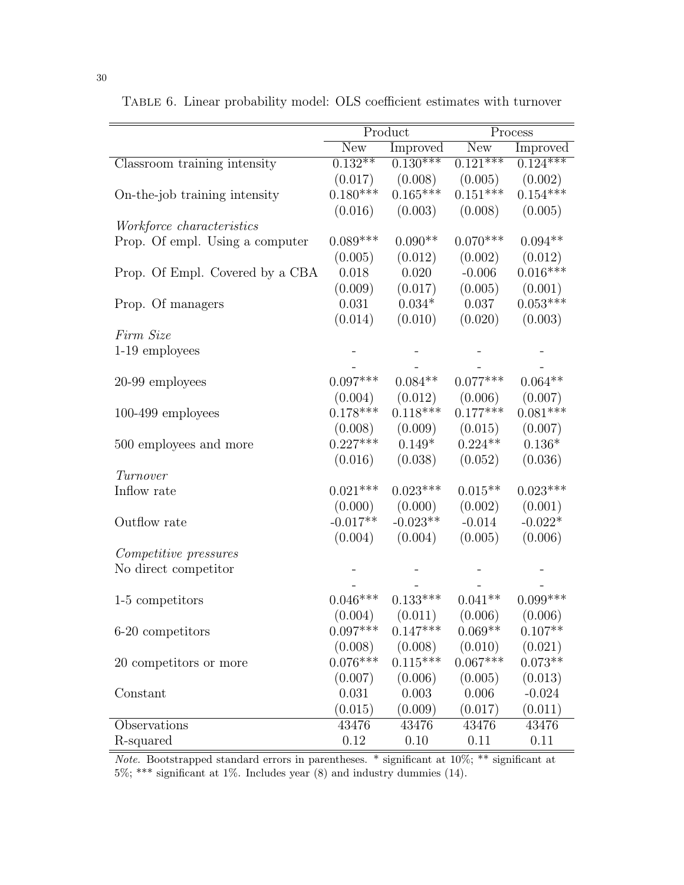Table 6. Linear probability model: OLS coefficient estimates with turnover

| | Product | | Process | |
|---|---|---|---|---|
| | New | Improved | New | Improved |
| Classroom training intensity | 0.132** | 0.130*** | 0.121*** | 0.124*** |
| | (0.017) | (0.008) | (0.005) | (0.002) |
| On-the-job training intensity | 0.180*** | 0.165*** | 0.151*** | 0.154*** |
| | (0.016) | (0.003) | (0.008) | (0.005) |
| *Workforce characteristics* | | | | |
| Prop. Of empl. Using a computer | 0.089*** | 0.090** | 0.070*** | 0.094** |
| | (0.005) | (0.012) | (0.002) | (0.012) |
| Prop. Of Empl. Covered by a CBA | 0.018 | 0.020 | -0.006 | 0.016*** |
| | (0.009) | (0.017) | (0.005) | (0.001) |
| Prop. Of managers | 0.031 | 0.034* | 0.037 | 0.053*** |
| | (0.014) | (0.010) | (0.020) | (0.003) |
| *Firm Size* | | | | |
| 1-19 employees | - | - | - | - |
| | - | - | - | - |
| 20-99 employees | 0.097*** | 0.084** | 0.077*** | 0.064** |
| | (0.004) | (0.012) | (0.006) | (0.007) |
| 100-499 employees | 0.178*** | 0.118*** | 0.177*** | 0.081*** |
| | (0.008) | (0.009) | (0.015) | (0.007) |
| 500 employees and more | 0.227*** | 0.149* | 0.224** | 0.136* |
| | (0.016) | (0.038) | (0.052) | (0.036) |
| *Turnover* | | | | |
| Inflow rate | 0.021*** | 0.023*** | 0.015** | 0.023*** |
| | (0.000) | (0.000) | (0.002) | (0.001) |
| Outflow rate | -0.017** | -0.023** | -0.014 | -0.022* |
| | (0.004) | (0.004) | (0.005) | (0.006) |
| *Competitive pressures* | | | | |
| No direct competitor | - | - | - | - |
| | - | - | - | - |
| 1-5 competitors | 0.046*** | 0.133*** | 0.041** | 0.099*** |
| | (0.004) | (0.011) | (0.006) | (0.006) |
| 6-20 competitors | 0.097*** | 0.147*** | 0.069** | 0.107** |
| | (0.008) | (0.008) | (0.010) | (0.021) |
| 20 competitors or more | 0.076*** | 0.115*** | 0.067*** | 0.073** |
| | (0.007) | (0.006) | (0.005) | (0.013) |
| Constant | 0.031 | 0.003 | 0.006 | -0.024 |
| | (0.015) | (0.009) | (0.017) | (0.011) |
| Observations | 43476 | 43476 | 43476 | 43476 |
| R-squared | 0.12 | 0.10 | 0.11 | 0.11 |

*Note.* Bootstrapped standard errors in parentheses. * significant at 10%; ** significant at 5%; *** significant at 1%. Includes year (8) and industry dummies (14).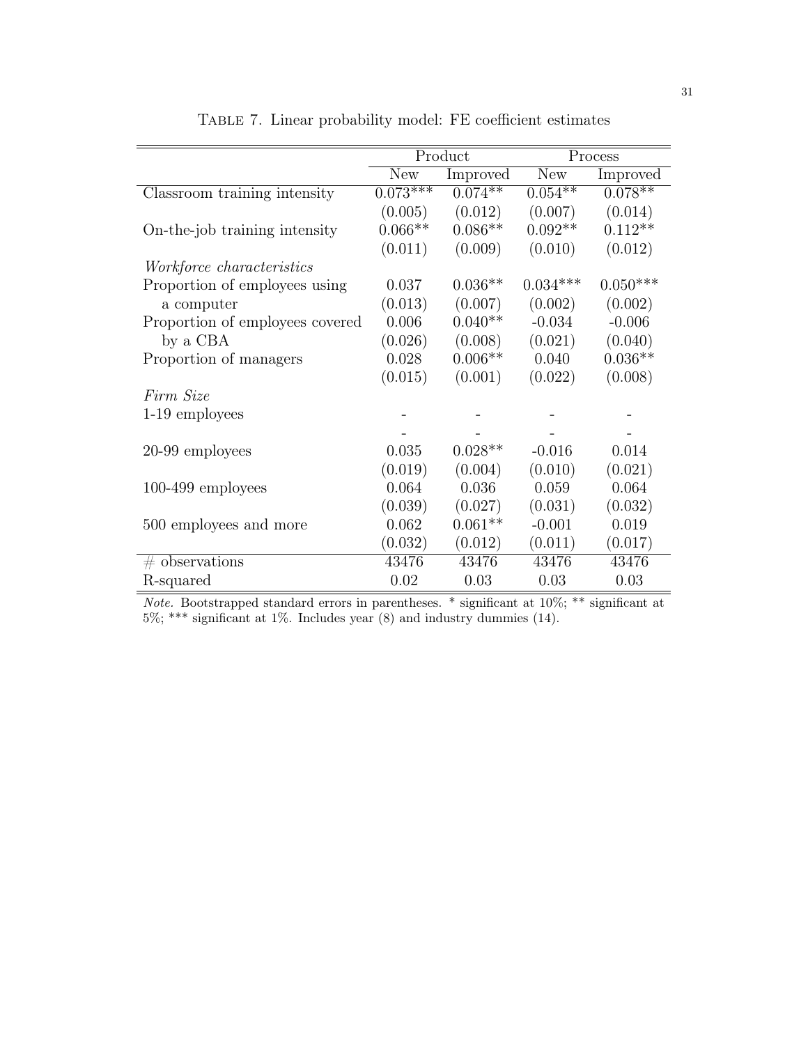Table 7. Linear probability model: FE coefficient estimates

| | Product | | Process | |
|---|---|---|---|---|
| | New | Improved | New | Improved |
| Classroom training intensity | 0.073*** | 0.074** | 0.054** | 0.078** |
| | (0.005) | (0.012) | (0.007) | (0.014) |
| On-the-job training intensity | 0.066** | 0.086** | 0.092** | 0.112** |
| | (0.011) | (0.009) | (0.010) | (0.012) |
| *Workforce characteristics* | | | | |
| Proportion of employees using a computer | 0.037 | 0.036** | 0.034*** | 0.050*** |
| | (0.013) | (0.007) | (0.002) | (0.002) |
| Proportion of employees covered by a CBA | 0.006 | 0.040** | -0.034 | -0.006 |
| | (0.026) | (0.008) | (0.021) | (0.040) |
| Proportion of managers | 0.028 | 0.006** | 0.040 | 0.036** |
| | (0.015) | (0.001) | (0.022) | (0.008) |
| *Firm Size* | | | | |
| 1-19 employees | - | - | - | - |
| | - | - | - | - |
| 20-99 employees | 0.035 | 0.028** | -0.016 | 0.014 |
| | (0.019) | (0.004) | (0.010) | (0.021) |
| 100-499 employees | 0.064 | 0.036 | 0.059 | 0.064 |
| | (0.039) | (0.027) | (0.031) | (0.032) |
| 500 employees and more | 0.062 | 0.061** | -0.001 | 0.019 |
| | (0.032) | (0.012) | (0.011) | (0.017) |
| # observations | 43476 | 43476 | 43476 | 43476 |
| R-squared | 0.02 | 0.03 | 0.03 | 0.03 |

*Note.* Bootstrapped standard errors in parentheses. * significant at 10%; ** significant at 5%; *** significant at 1%. Includes year (8) and industry dummies (14).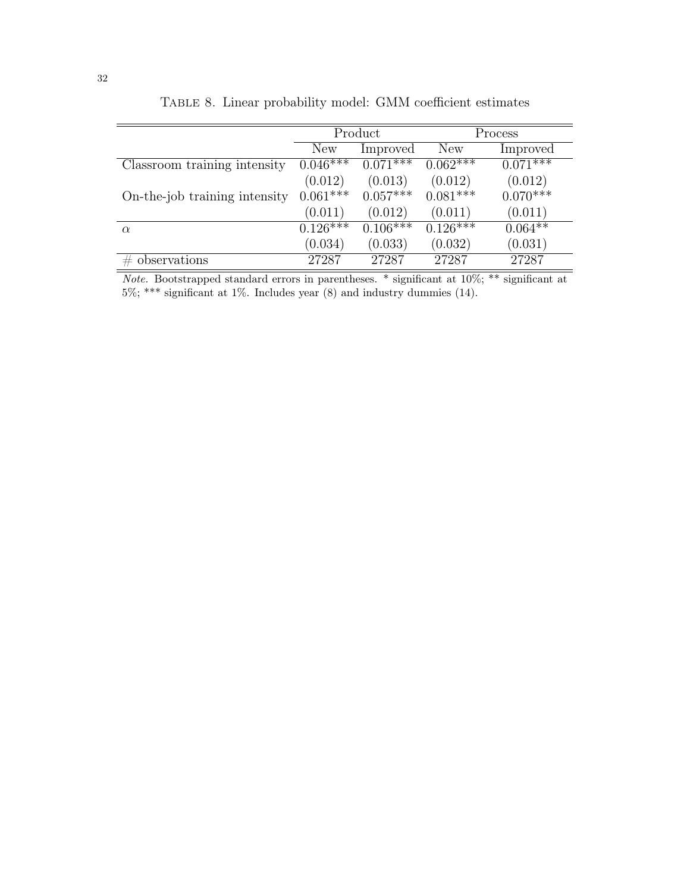Table 8. Linear probability model: GMM coefficient estimates

| | Product | | Process | |
|---|---|---|---|---|
| | New | Improved | New | Improved |
| Classroom training intensity | 0.046*** | 0.071*** | 0.062*** | 0.071*** |
| | (0.012) | (0.013) | (0.012) | (0.012) |
| On-the-job training intensity | 0.061*** | 0.057*** | 0.081*** | 0.070*** |
| | (0.011) | (0.012) | (0.011) | (0.011) |
| $\alpha$ | 0.126*** | 0.106*** | 0.126*** | 0.064** |
| | (0.034) | (0.033) | (0.032) | (0.031) |
| # observations | 27287 | 27287 | 27287 | 27287 |

*Note.* Bootstrapped standard errors in parentheses. * significant at 10%; ** significant at 5%; *** significant at 1%. Includes year (8) and industry dummies (14).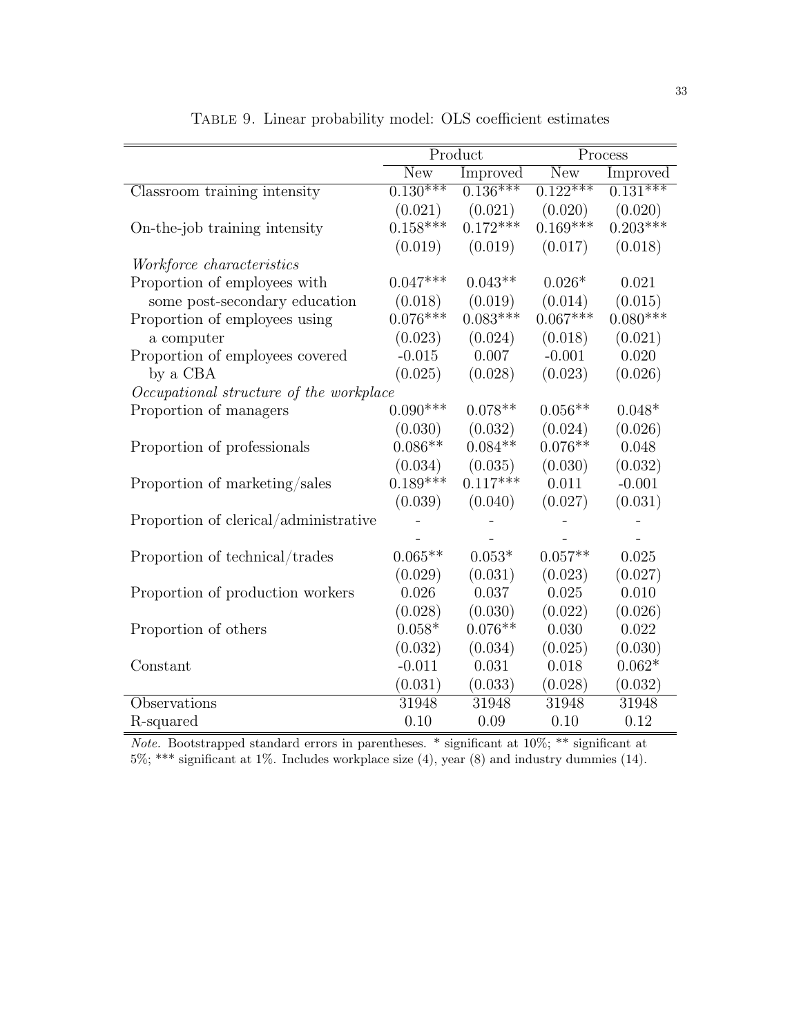Table 9. Linear probability model: OLS coefficient estimates

| | Product | | Process | |
|---|---|---|---|---|
| | New | Improved | New | Improved |
| Classroom training intensity | 0.130*** | 0.136*** | 0.122*** | 0.131*** |
| | (0.021) | (0.021) | (0.020) | (0.020) |
| On-the-job training intensity | 0.158*** | 0.172*** | 0.169*** | 0.203*** |
| | (0.019) | (0.019) | (0.017) | (0.018) |
| *Workforce characteristics* | | | | |
| Proportion of employees with some post-secondary education | 0.047*** | 0.043** | 0.026* | 0.021 |
| | (0.018) | (0.019) | (0.014) | (0.015) |
| Proportion of employees using a computer | 0.076*** | 0.083*** | 0.067*** | 0.080*** |
| | (0.023) | (0.024) | (0.018) | (0.021) |
| Proportion of employees covered by a CBA | -0.015 | 0.007 | -0.001 | 0.020 |
| | (0.025) | (0.028) | (0.023) | (0.026) |
| *Occupational structure of the workplace* | | | | |
| Proportion of managers | 0.090*** | 0.078** | 0.056** | 0.048* |
| | (0.030) | (0.032) | (0.024) | (0.026) |
| Proportion of professionals | 0.086** | 0.084** | 0.076** | 0.048 |
| | (0.034) | (0.035) | (0.030) | (0.032) |
| Proportion of marketing/sales | 0.189*** | 0.117*** | 0.011 | -0.001 |
| | (0.039) | (0.040) | (0.027) | (0.031) |
| Proportion of clerical/administrative | - | - | - | - |
| | - | - | - | - |
| Proportion of technical/trades | 0.065** | 0.053* | 0.057** | 0.025 |
| | (0.029) | (0.031) | (0.023) | (0.027) |
| Proportion of production workers | 0.026 | 0.037 | 0.025 | 0.010 |
| | (0.028) | (0.030) | (0.022) | (0.026) |
| Proportion of others | 0.058* | 0.076** | 0.030 | 0.022 |
| | (0.032) | (0.034) | (0.025) | (0.030) |
| Constant | -0.011 | 0.031 | 0.018 | 0.062* |
| | (0.031) | (0.033) | (0.028) | (0.032) |
| Observations | 31948 | 31948 | 31948 | 31948 |
| R-squared | 0.10 | 0.09 | 0.10 | 0.12 |

*Note.* Bootstrapped standard errors in parentheses. * significant at 10%; ** significant at 5%; *** significant at 1%. Includes workplace size (4), year (8) and industry dummies (14).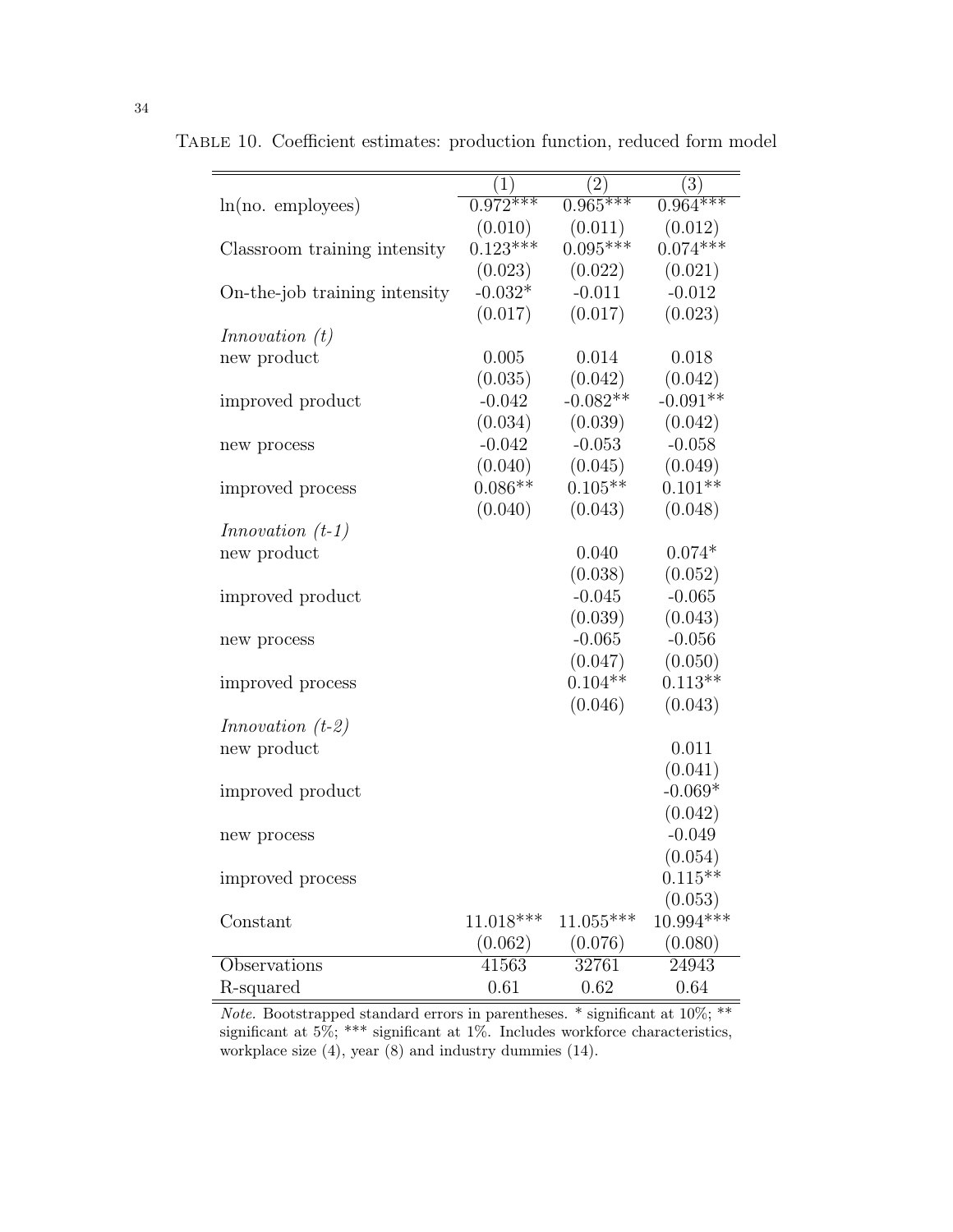TABLE 10. Coefficient estimates: production function, reduced form model

| | (1) | (2) | (3) |
|---|---|---|---|
| ln(no. employees) | 0.972*** | 0.965*** | 0.964*** |
| | (0.010) | (0.011) | (0.012) |
| Classroom training intensity | 0.123*** | 0.095*** | 0.074*** |
| | (0.023) | (0.022) | (0.021) |
| On-the-job training intensity | -0.032* | -0.011 | -0.012 |
| | (0.017) | (0.017) | (0.023) |
| *Innovation (t)* | | | |
| new product | 0.005 | 0.014 | 0.018 |
| | (0.035) | (0.042) | (0.042) |
| improved product | -0.042 | -0.082** | -0.091** |
| | (0.034) | (0.039) | (0.042) |
| new process | -0.042 | -0.053 | -0.058 |
| | (0.040) | (0.045) | (0.049) |
| improved process | 0.086** | 0.105** | 0.101** |
| | (0.040) | (0.043) | (0.048) |
| *Innovation (t-1)* | | | |
| new product | | 0.040 | 0.074* |
| | | (0.038) | (0.052) |
| improved product | | -0.045 | -0.065 |
| | | (0.039) | (0.043) |
| new process | | -0.065 | -0.056 |
| | | (0.047) | (0.050) |
| improved process | | 0.104** | 0.113** |
| | | (0.046) | (0.043) |
| *Innovation (t-2)* | | | |
| new product | | | 0.011 |
| | | | (0.041) |
| improved product | | | -0.069* |
| | | | (0.042) |
| new process | | | -0.049 |
| | | | (0.054) |
| improved process | | | 0.115** |
| | | | (0.053) |
| Constant | 11.018*** | 11.055*** | 10.994*** |
| | (0.062) | (0.076) | (0.080) |
| Observations | 41563 | 32761 | 24943 |
| R-squared | 0.61 | 0.62 | 0.64 |

*Note.* Bootstrapped standard errors in parentheses. * significant at 10%; ** significant at 5%; *** significant at 1%. Includes workforce characteristics, workplace size (4), year (8) and industry dummies (14).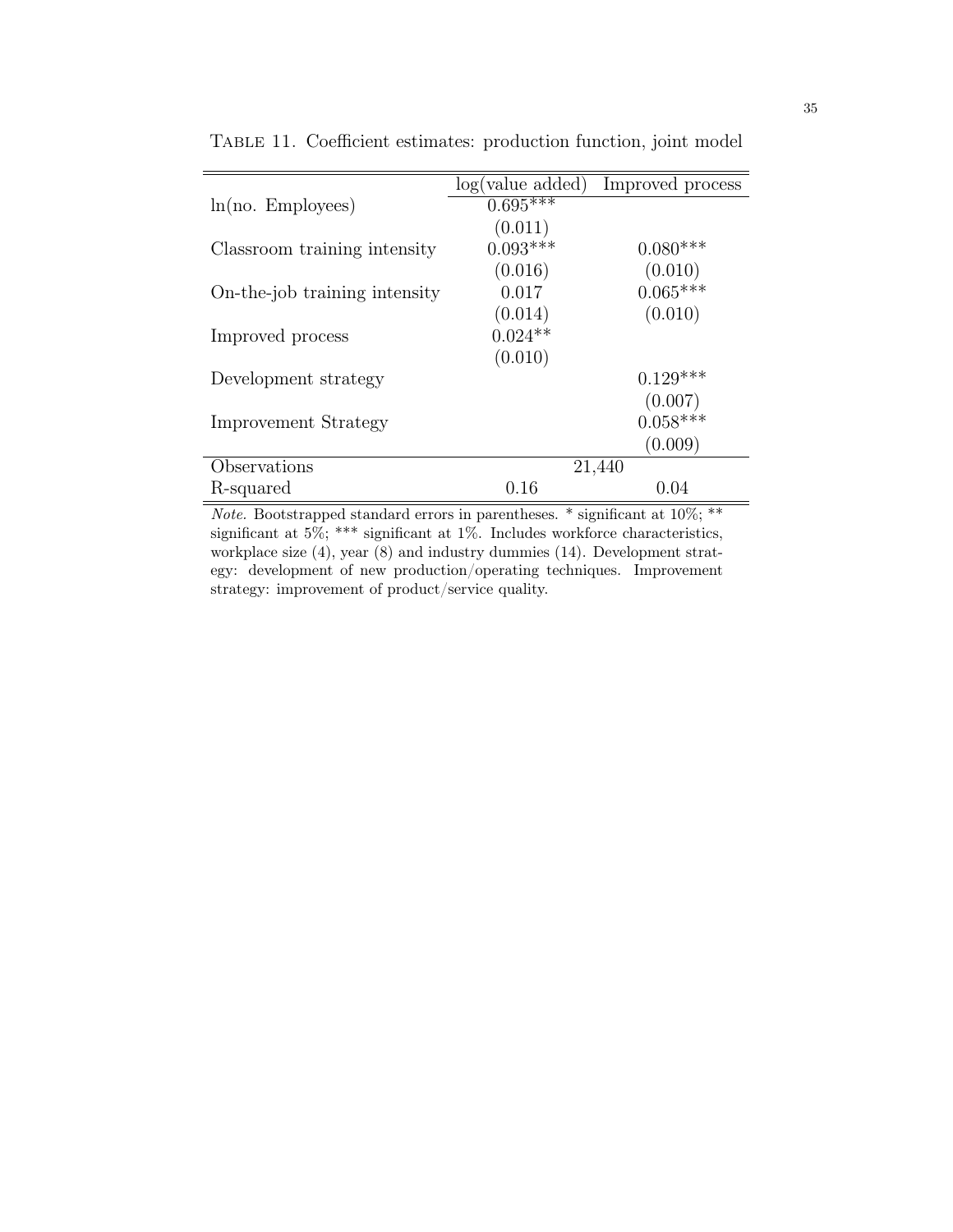TABLE 11. Coefficient estimates: production function, joint model

| | log(value added) | Improved process |
|---|---|---|
| ln(no. Employees) | 0.695*** | |
| | (0.011) | |
| Classroom training intensity | 0.093*** | 0.080*** |
| | (0.016) | (0.010) |
| On-the-job training intensity | 0.017 | 0.065*** |
| | (0.014) | (0.010) |
| Improved process | 0.024** | |
| | (0.010) | |
| Development strategy | | 0.129*** |
| | | (0.007) |
| Improvement Strategy | | 0.058*** |
| | | (0.009) |
| Observations | 21,440 | |
| R-squared | 0.16 | 0.04 |

*Note.* Bootstrapped standard errors in parentheses. * significant at 10%; ** significant at 5%; *** significant at 1%. Includes workforce characteristics, workplace size (4), year (8) and industry dummies (14). Development strategy: development of new production/operating techniques. Improvement strategy: improvement of product/service quality.